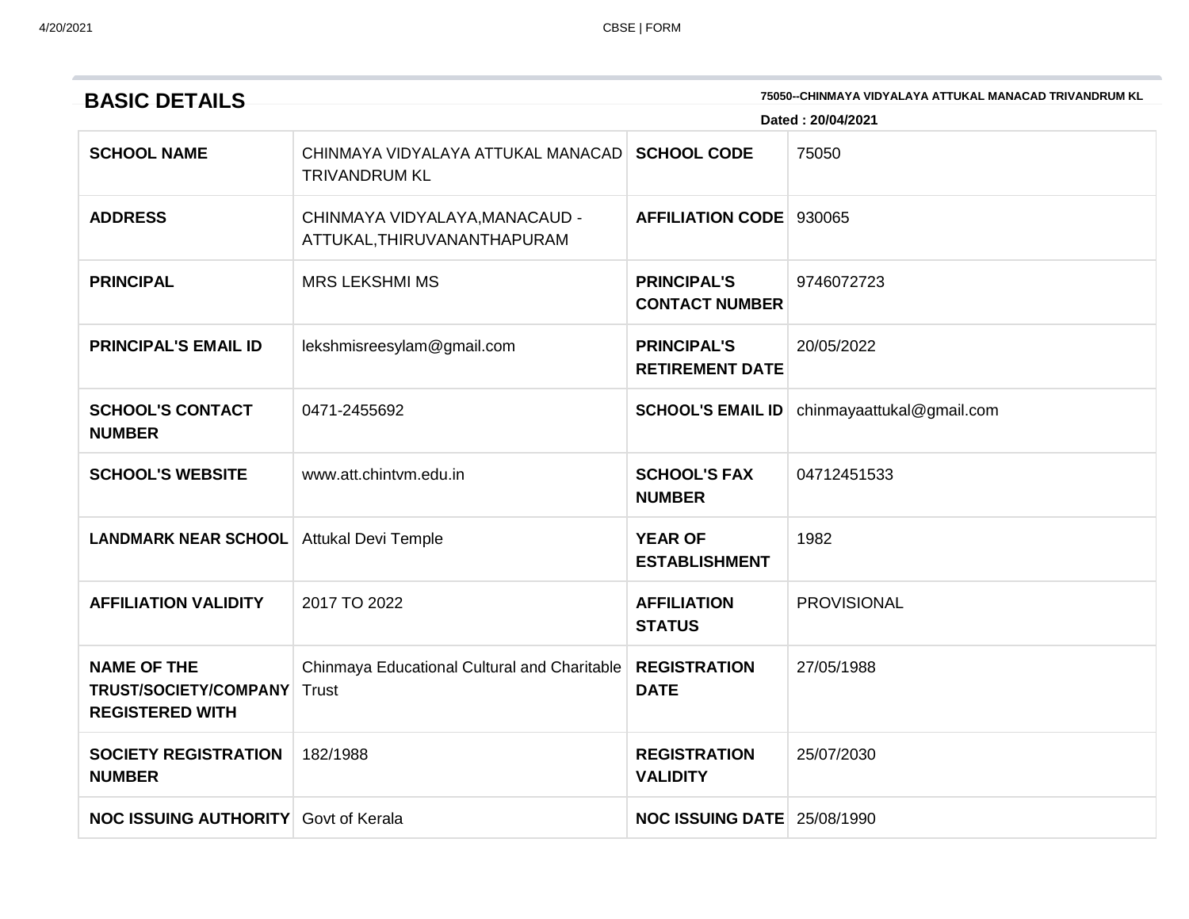## BASIC DETAILS

**75050--CHINMAYA VIDYALAYA ATTUKAL MANACAD TRIVANDRUM KL**

**Dated : 20/04/2021**

| | | | |
|---|---|---|---|
| **SCHOOL NAME** | CHINMAYA VIDYALAYA ATTUKAL MANACAD TRIVANDRUM KL | **SCHOOL CODE** | 75050 |
| **ADDRESS** | CHINMAYA VIDYALAYA,MANACAUD - ATTUKAL,THIRUVANANTHAPURAM | **AFFILIATION CODE** | 930065 |
| **PRINCIPAL** | MRS LEKSHMI MS | **PRINCIPAL'S CONTACT NUMBER** | 9746072723 |
| **PRINCIPAL'S EMAIL ID** | lekshmisreesylam@gmail.com | **PRINCIPAL'S RETIREMENT DATE** | 20/05/2022 |
| **SCHOOL'S CONTACT NUMBER** | 0471-2455692 | **SCHOOL'S EMAIL ID** | chinmayaattukal@gmail.com |
| **SCHOOL'S WEBSITE** | www.att.chintvm.edu.in | **SCHOOL'S FAX NUMBER** | 04712451533 |
| **LANDMARK NEAR SCHOOL** | Attukal Devi Temple | **YEAR OF ESTABLISHMENT** | 1982 |
| **AFFILIATION VALIDITY** | 2017 TO 2022 | **AFFILIATION STATUS** | PROVISIONAL |
| **NAME OF THE TRUST/SOCIETY/COMPANY REGISTERED WITH** | Chinmaya Educational Cultural and Charitable Trust | **REGISTRATION DATE** | 27/05/1988 |
| **SOCIETY REGISTRATION NUMBER** | 182/1988 | **REGISTRATION VALIDITY** | 25/07/2030 |
| **NOC ISSUING AUTHORITY** | Govt of Kerala | **NOC ISSUING DATE** | 25/08/1990 |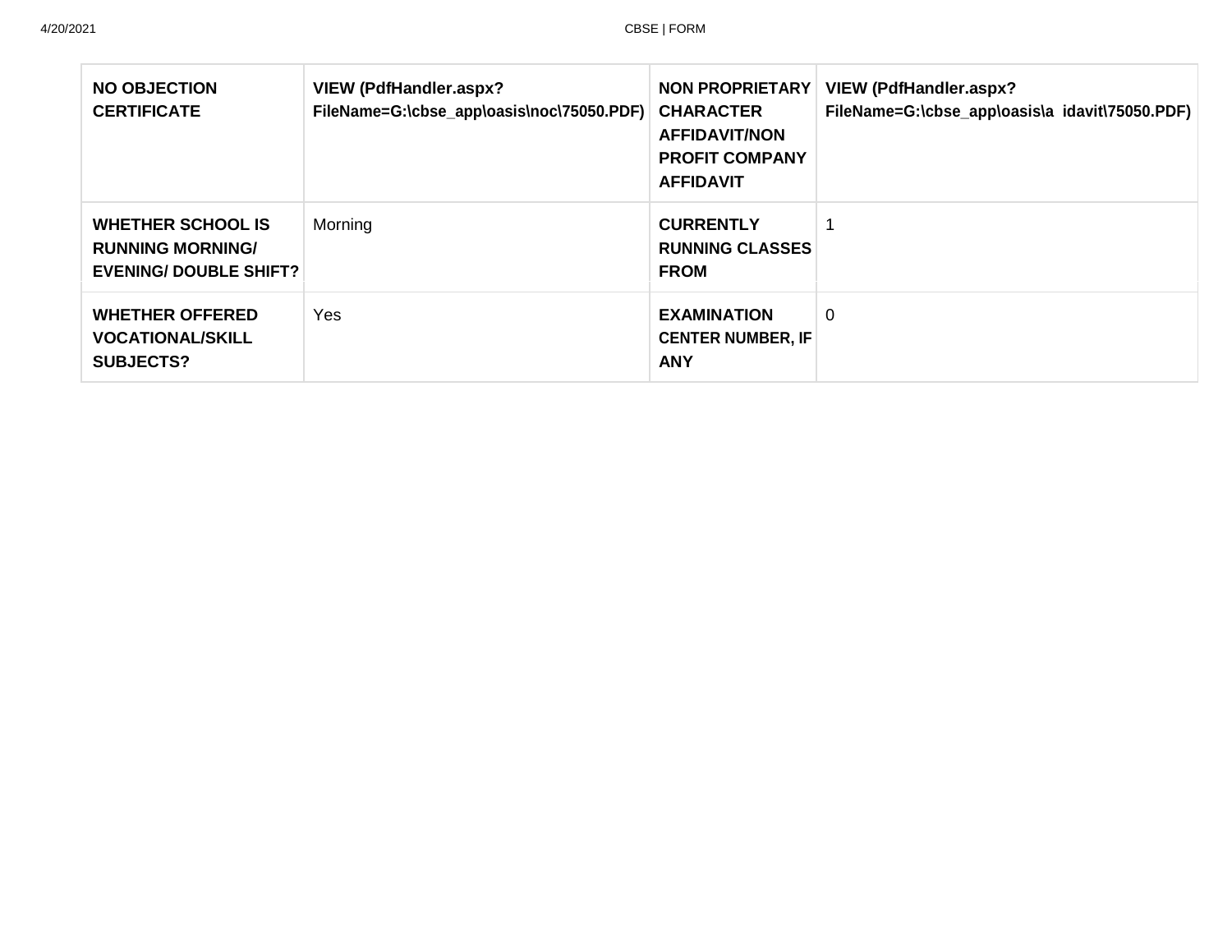| | | | |
|---|---|---|---|
| **NO OBJECTION CERTIFICATE** | **VIEW (PdfHandler.aspx?FileName=G:\cbse_app\oasis\noc\75050.PDF)** | **NON PROPRIETARY CHARACTER AFFIDAVIT/NON PROFIT COMPANY AFFIDAVIT** | **VIEW (PdfHandler.aspx?FileName=G:\cbse_app\oasis\a idavit\75050.PDF)** |
| **WHETHER SCHOOL IS RUNNING MORNING/ EVENING/ DOUBLE SHIFT?** | Morning | **CURRENTLY RUNNING CLASSES FROM** | 1 |
| **WHETHER OFFERED VOCATIONAL/SKILL SUBJECTS?** | Yes | **EXAMINATION CENTER NUMBER, IF ANY** | 0 |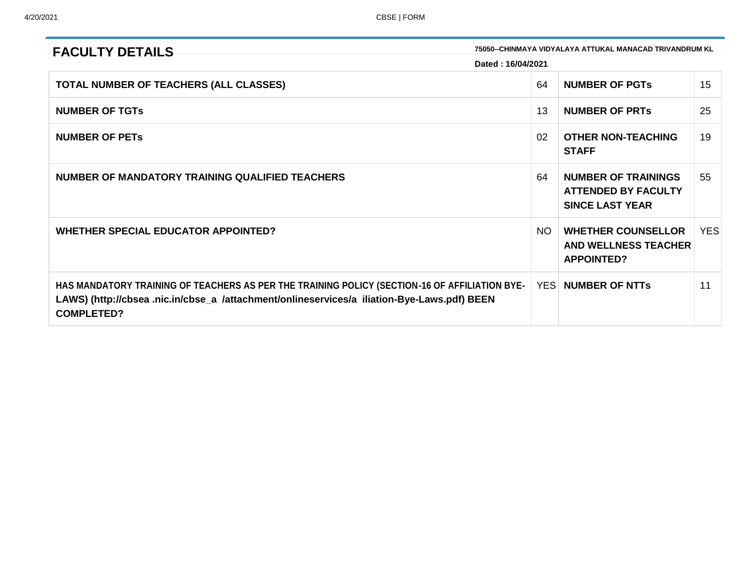# FACULTY DETAILS

**75050--CHINMAYA VIDYALAYA ATTUKAL MANACAD TRIVANDRUM KL**

**Dated : 16/04/2021**

| | | | |
|---|---|---|---|
| **TOTAL NUMBER OF TEACHERS (ALL CLASSES)** | 64 | **NUMBER OF PGTs** | 15 |
| **NUMBER OF TGTs** | 13 | **NUMBER OF PRTs** | 25 |
| **NUMBER OF PETs** | 02 | **OTHER NON-TEACHING STAFF** | 19 |
| **NUMBER OF MANDATORY TRAINING QUALIFIED TEACHERS** | 64 | **NUMBER OF TRAININGS ATTENDED BY FACULTY SINCE LAST YEAR** | 55 |
| **WHETHER SPECIAL EDUCATOR APPOINTED?** | NO | **WHETHER COUNSELLOR AND WELLNESS TEACHER APPOINTED?** | YES |
| **HAS MANDATORY TRAINING OF TEACHERS AS PER THE TRAINING POLICY (SECTION-16 OF AFFILIATION BYE-LAWS) (http://cbsea .nic.in/cbse_a /attachment/onlineservices/a iliation-Bye-Laws.pdf) BEEN COMPLETED?** | YES | **NUMBER OF NTTs** | 11 |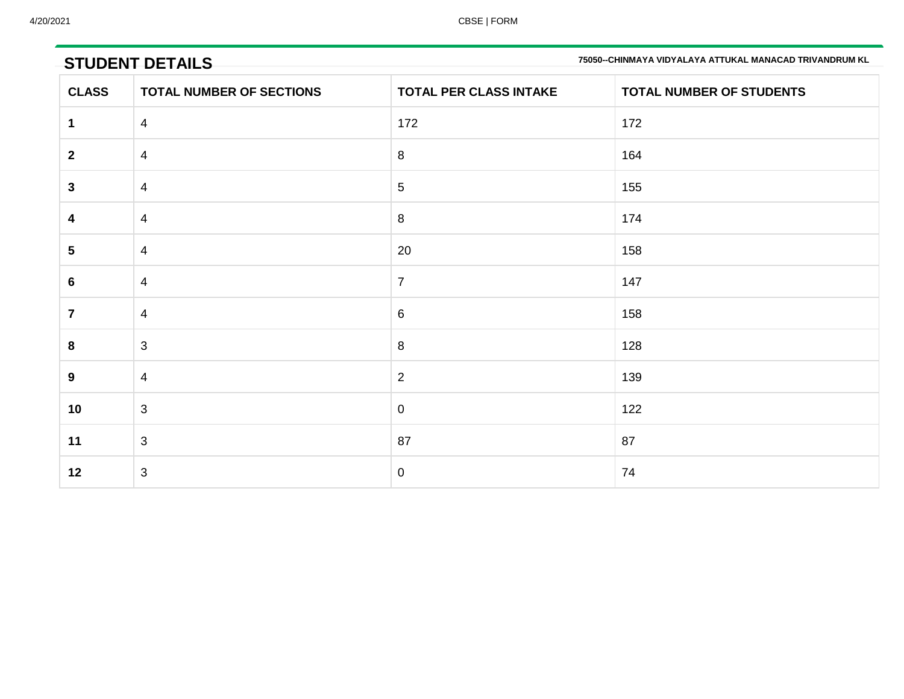## STUDENT DETAILS

**75050--CHINMAYA VIDYALAYA ATTUKAL MANACAD TRIVANDRUM KL**

| CLASS | TOTAL NUMBER OF SECTIONS | TOTAL PER CLASS INTAKE | TOTAL NUMBER OF STUDENTS |
|---|---|---|---|
| **1** | 4 | 172 | 172 |
| **2** | 4 | 8 | 164 |
| **3** | 4 | 5 | 155 |
| **4** | 4 | 8 | 174 |
| **5** | 4 | 20 | 158 |
| **6** | 4 | 7 | 147 |
| **7** | 4 | 6 | 158 |
| **8** | 3 | 8 | 128 |
| **9** | 4 | 2 | 139 |
| **10** | 3 | 0 | 122 |
| **11** | 3 | 87 | 87 |
| **12** | 3 | 0 | 74 |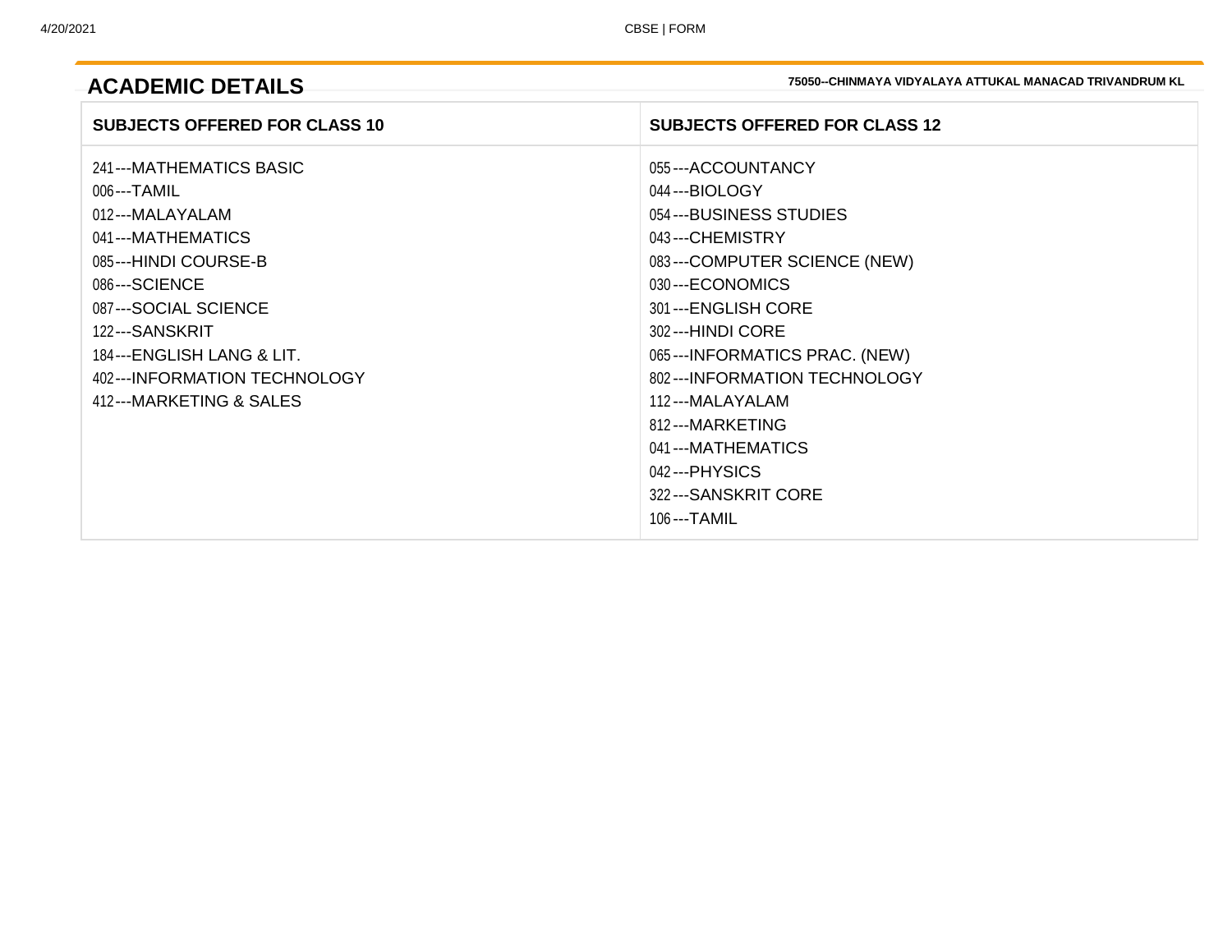## ACADEMIC DETAILS

**75050--CHINMAYA VIDYALAYA ATTUKAL MANACAD TRIVANDRUM KL**

| SUBJECTS OFFERED FOR CLASS 10 | SUBJECTS OFFERED FOR CLASS 12 |
|---|---|
| 241---MATHEMATICS BASIC | 055---ACCOUNTANCY |
| 006---TAMIL | 044---BIOLOGY |
| 012---MALAYALAM | 054---BUSINESS STUDIES |
| 041---MATHEMATICS | 043---CHEMISTRY |
| 085---HINDI COURSE-B | 083---COMPUTER SCIENCE (NEW) |
| 086---SCIENCE | 030---ECONOMICS |
| 087---SOCIAL SCIENCE | 301---ENGLISH CORE |
| 122---SANSKRIT | 302---HINDI CORE |
| 184---ENGLISH LANG & LIT. | 065---INFORMATICS PRAC. (NEW) |
| 402---INFORMATION TECHNOLOGY | 802---INFORMATION TECHNOLOGY |
| 412---MARKETING & SALES | 112---MALAYALAM |
| | 812---MARKETING |
| | 041---MATHEMATICS |
| | 042---PHYSICS |
| | 322---SANSKRIT CORE |
| | 106---TAMIL |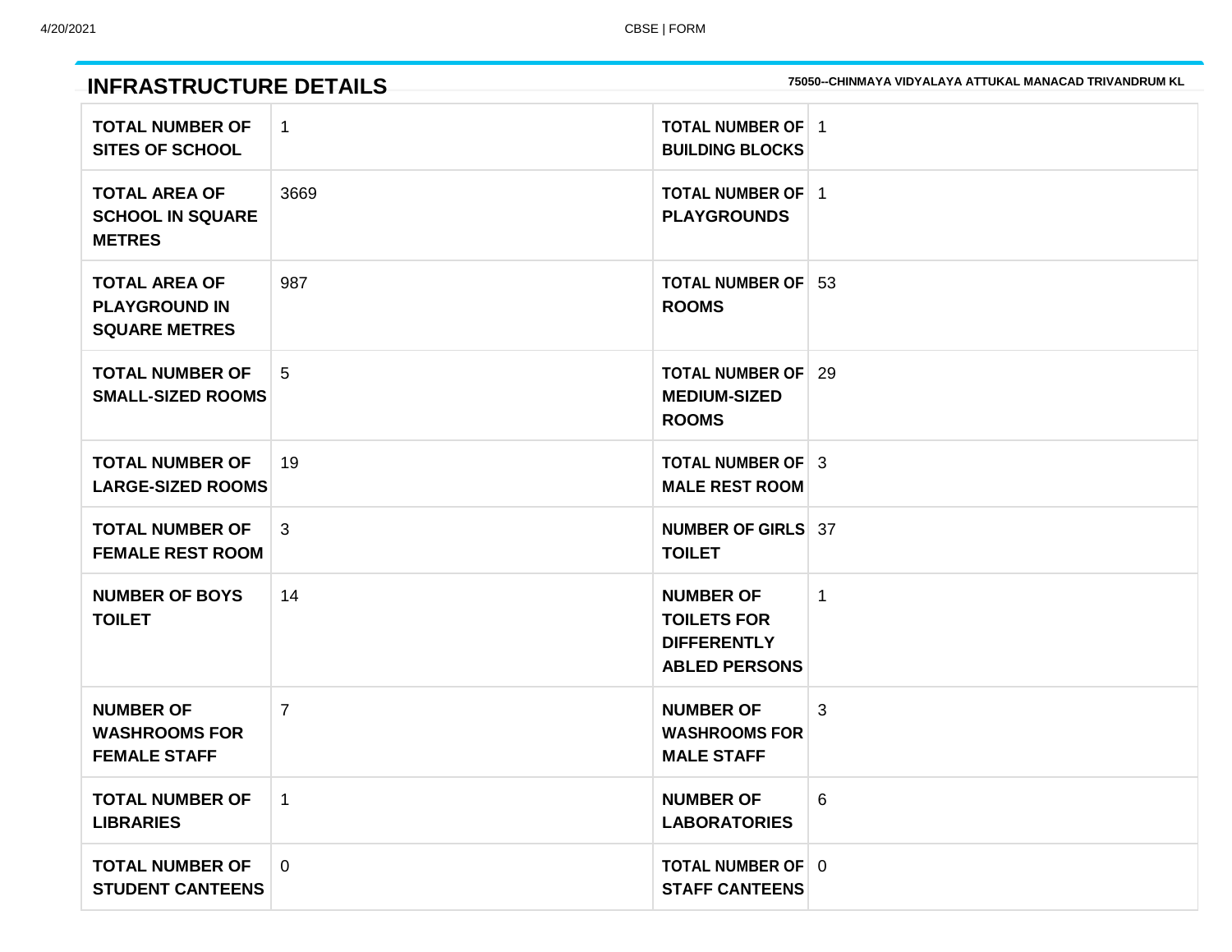## INFRASTRUCTURE DETAILS

**75050--CHINMAYA VIDYALAYA ATTUKAL MANACAD TRIVANDRUM KL**

| | | | |
|---|---|---|---|
| **TOTAL NUMBER OF SITES OF SCHOOL** | 1 | **TOTAL NUMBER OF BUILDING BLOCKS** | 1 |
| **TOTAL AREA OF SCHOOL IN SQUARE METRES** | 3669 | **TOTAL NUMBER OF PLAYGROUNDS** | 1 |
| **TOTAL AREA OF PLAYGROUND IN SQUARE METRES** | 987 | **TOTAL NUMBER OF ROOMS** | 53 |
| **TOTAL NUMBER OF SMALL-SIZED ROOMS** | 5 | **TOTAL NUMBER OF MEDIUM-SIZED ROOMS** | 29 |
| **TOTAL NUMBER OF LARGE-SIZED ROOMS** | 19 | **TOTAL NUMBER OF MALE REST ROOM** | 3 |
| **TOTAL NUMBER OF FEMALE REST ROOM** | 3 | **NUMBER OF GIRLS TOILET** | 37 |
| **NUMBER OF BOYS TOILET** | 14 | **NUMBER OF TOILETS FOR DIFFERENTLY ABLED PERSONS** | 1 |
| **NUMBER OF WASHROOMS FOR FEMALE STAFF** | 7 | **NUMBER OF WASHROOMS FOR MALE STAFF** | 3 |
| **TOTAL NUMBER OF LIBRARIES** | 1 | **NUMBER OF LABORATORIES** | 6 |
| **TOTAL NUMBER OF STUDENT CANTEENS** | 0 | **TOTAL NUMBER OF STAFF CANTEENS** | 0 |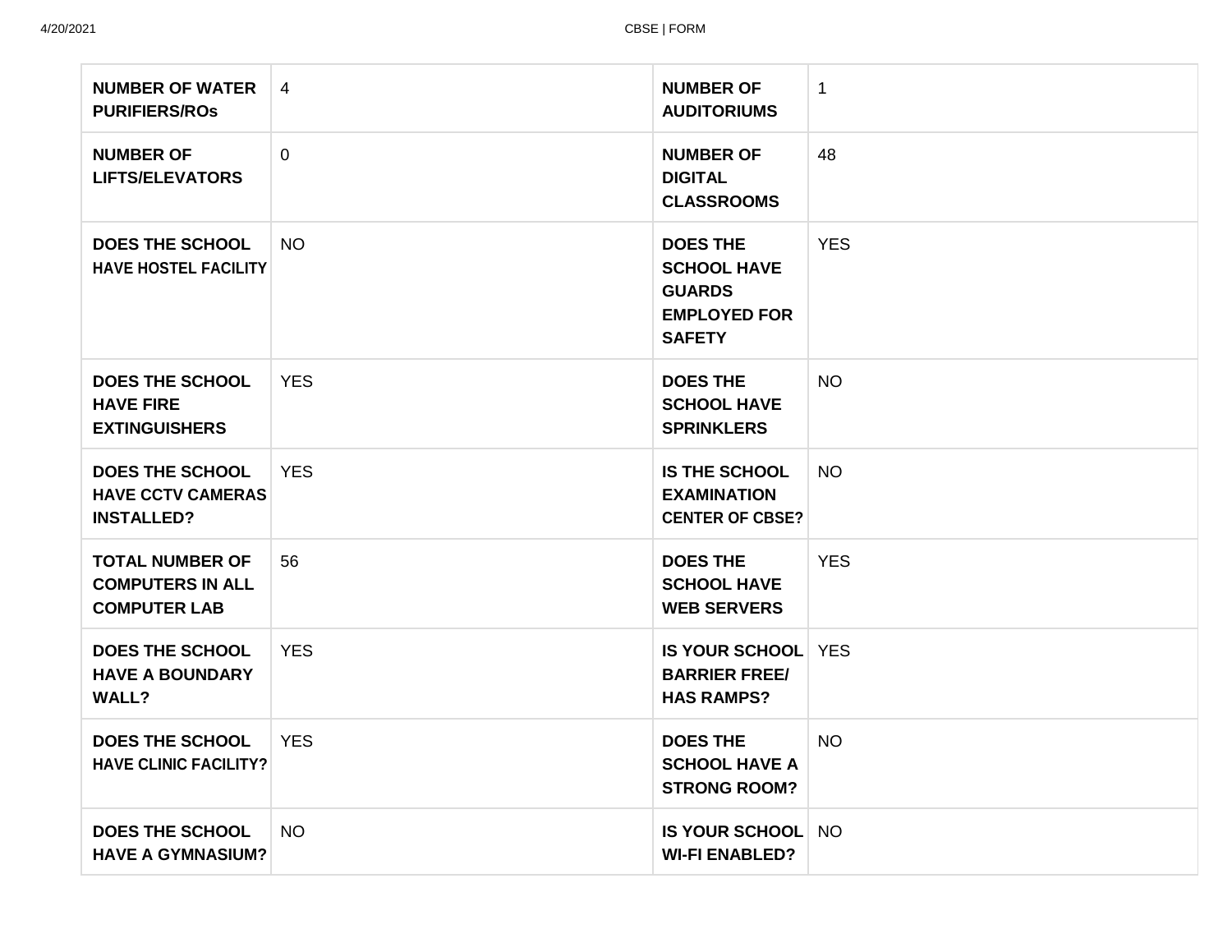| | | | |
|---|---|---|---|
| **NUMBER OF WATER PURIFIERS/ROs** | 4 | **NUMBER OF AUDITORIUMS** | 1 |
| **NUMBER OF LIFTS/ELEVATORS** | 0 | **NUMBER OF DIGITAL CLASSROOMS** | 48 |
| **DOES THE SCHOOL HAVE HOSTEL FACILITY** | NO | **DOES THE SCHOOL HAVE GUARDS EMPLOYED FOR SAFETY** | YES |
| **DOES THE SCHOOL HAVE FIRE EXTINGUISHERS** | YES | **DOES THE SCHOOL HAVE SPRINKLERS** | NO |
| **DOES THE SCHOOL HAVE CCTV CAMERAS INSTALLED?** | YES | **IS THE SCHOOL EXAMINATION CENTER OF CBSE?** | NO |
| **TOTAL NUMBER OF COMPUTERS IN ALL COMPUTER LAB** | 56 | **DOES THE SCHOOL HAVE WEB SERVERS** | YES |
| **DOES THE SCHOOL HAVE A BOUNDARY WALL?** | YES | **IS YOUR SCHOOL BARRIER FREE/ HAS RAMPS?** | YES |
| **DOES THE SCHOOL HAVE CLINIC FACILITY?** | YES | **DOES THE SCHOOL HAVE A STRONG ROOM?** | NO |
| **DOES THE SCHOOL HAVE A GYMNASIUM?** | NO | **IS YOUR SCHOOL WI-FI ENABLED?** | NO |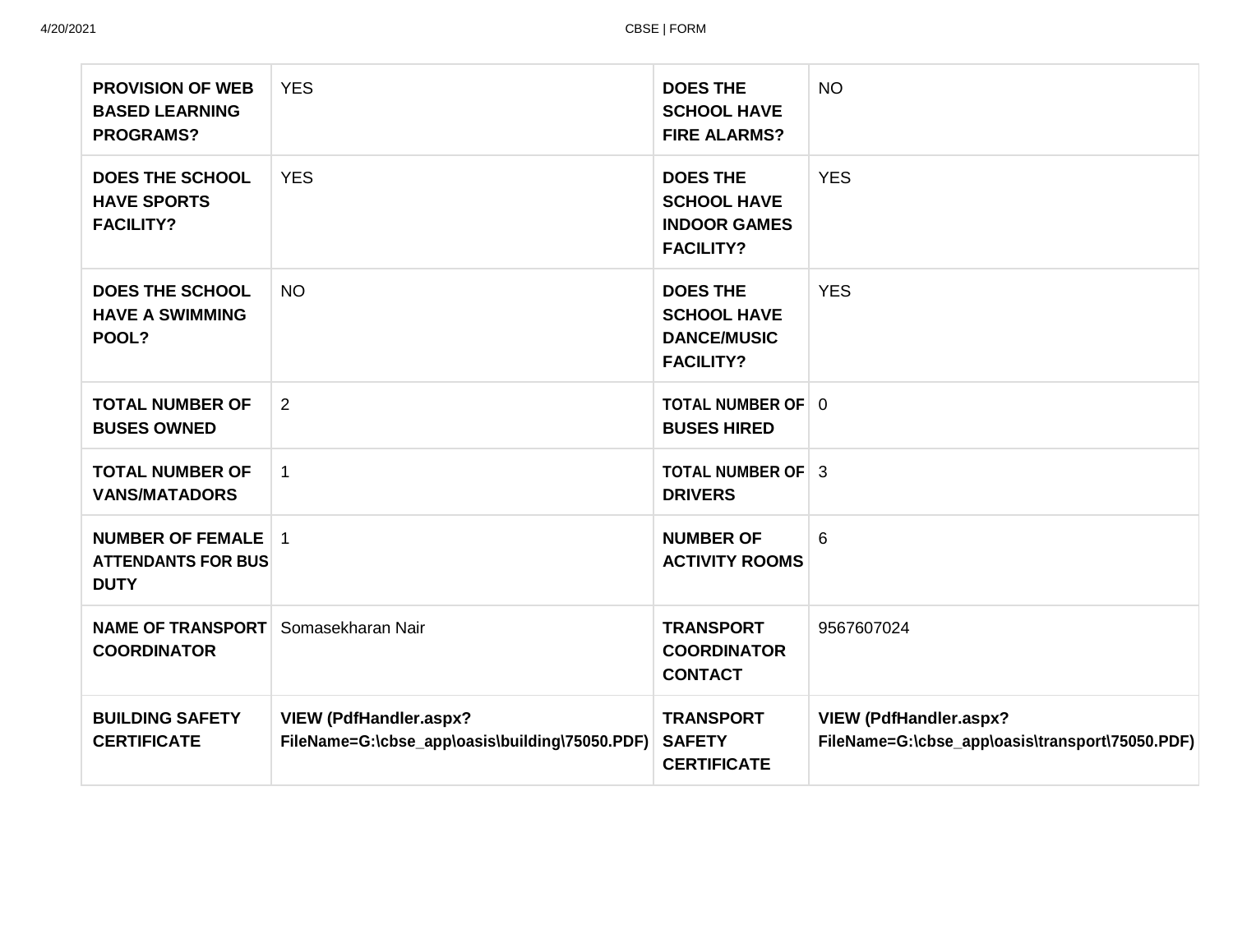| | | | |
|---|---|---|---|
| **PROVISION OF WEB BASED LEARNING PROGRAMS?** | YES | **DOES THE SCHOOL HAVE FIRE ALARMS?** | NO |
| **DOES THE SCHOOL HAVE SPORTS FACILITY?** | YES | **DOES THE SCHOOL HAVE INDOOR GAMES FACILITY?** | YES |
| **DOES THE SCHOOL HAVE A SWIMMING POOL?** | NO | **DOES THE SCHOOL HAVE DANCE/MUSIC FACILITY?** | YES |
| **TOTAL NUMBER OF BUSES OWNED** | 2 | **TOTAL NUMBER OF BUSES HIRED** | 0 |
| **TOTAL NUMBER OF VANS/MATADORS** | 1 | **TOTAL NUMBER OF DRIVERS** | 3 |
| **NUMBER OF FEMALE ATTENDANTS FOR BUS DUTY** | 1 | **NUMBER OF ACTIVITY ROOMS** | 6 |
| **NAME OF TRANSPORT COORDINATOR** | Somasekharan Nair | **TRANSPORT COORDINATOR CONTACT** | 9567607024 |
| **BUILDING SAFETY CERTIFICATE** | **VIEW (PdfHandler.aspx?FileName=G:\cbse_app\oasis\building\75050.PDF)** | **TRANSPORT SAFETY CERTIFICATE** | **VIEW (PdfHandler.aspx?FileName=G:\cbse_app\oasis\transport\75050.PDF)** |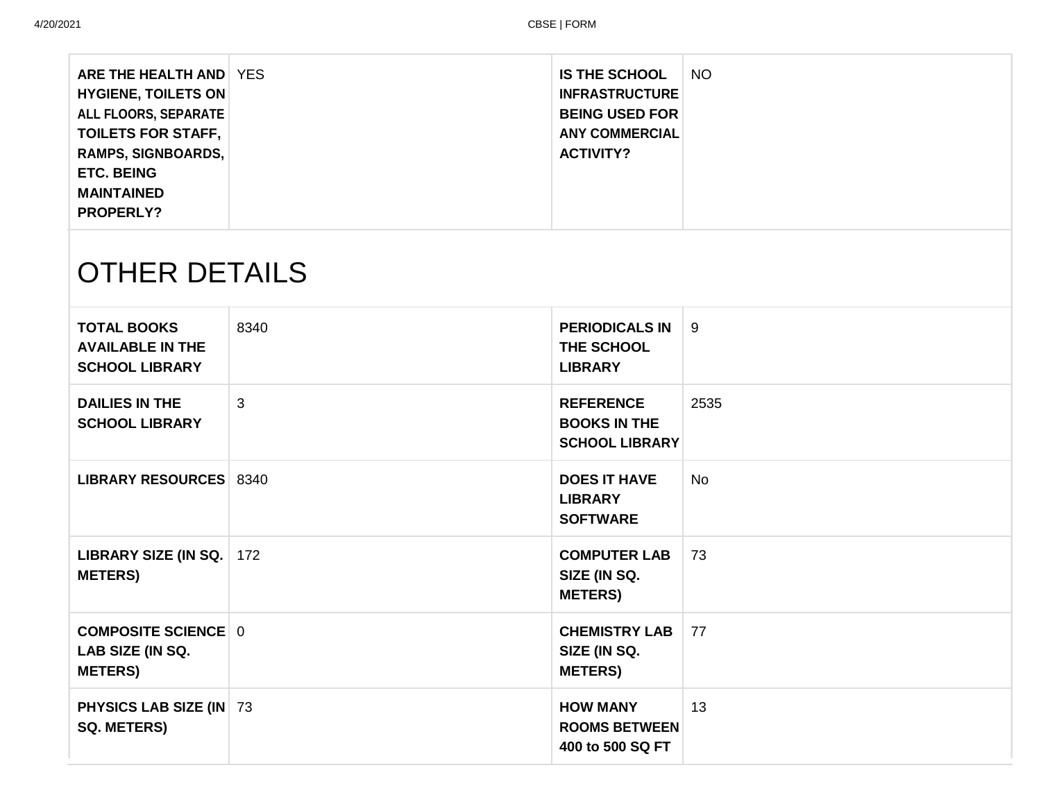| | | | |
|---|---|---|---|
| **ARE THE HEALTH AND HYGIENE, TOILETS ON ALL FLOORS, SEPARATE TOILETS FOR STAFF, RAMPS, SIGNBOARDS, ETC. BEING MAINTAINED PROPERLY?** | YES | **IS THE SCHOOL INFRASTRUCTURE BEING USED FOR ANY COMMERCIAL ACTIVITY?** | NO |

# OTHER DETAILS

| | | | |
|---|---|---|---|
| **TOTAL BOOKS AVAILABLE IN THE SCHOOL LIBRARY** | 8340 | **PERIODICALS IN THE SCHOOL LIBRARY** | 9 |
| **DAILIES IN THE SCHOOL LIBRARY** | 3 | **REFERENCE BOOKS IN THE SCHOOL LIBRARY** | 2535 |
| **LIBRARY RESOURCES** | 8340 | **DOES IT HAVE LIBRARY SOFTWARE** | No |
| **LIBRARY SIZE (IN SQ. METERS)** | 172 | **COMPUTER LAB SIZE (IN SQ. METERS)** | 73 |
| **COMPOSITE SCIENCE LAB SIZE (IN SQ. METERS)** | 0 | **CHEMISTRY LAB SIZE (IN SQ. METERS)** | 77 |
| **PHYSICS LAB SIZE (IN SQ. METERS)** | 73 | **HOW MANY ROOMS BETWEEN 400 to 500 SQ FT** | 13 |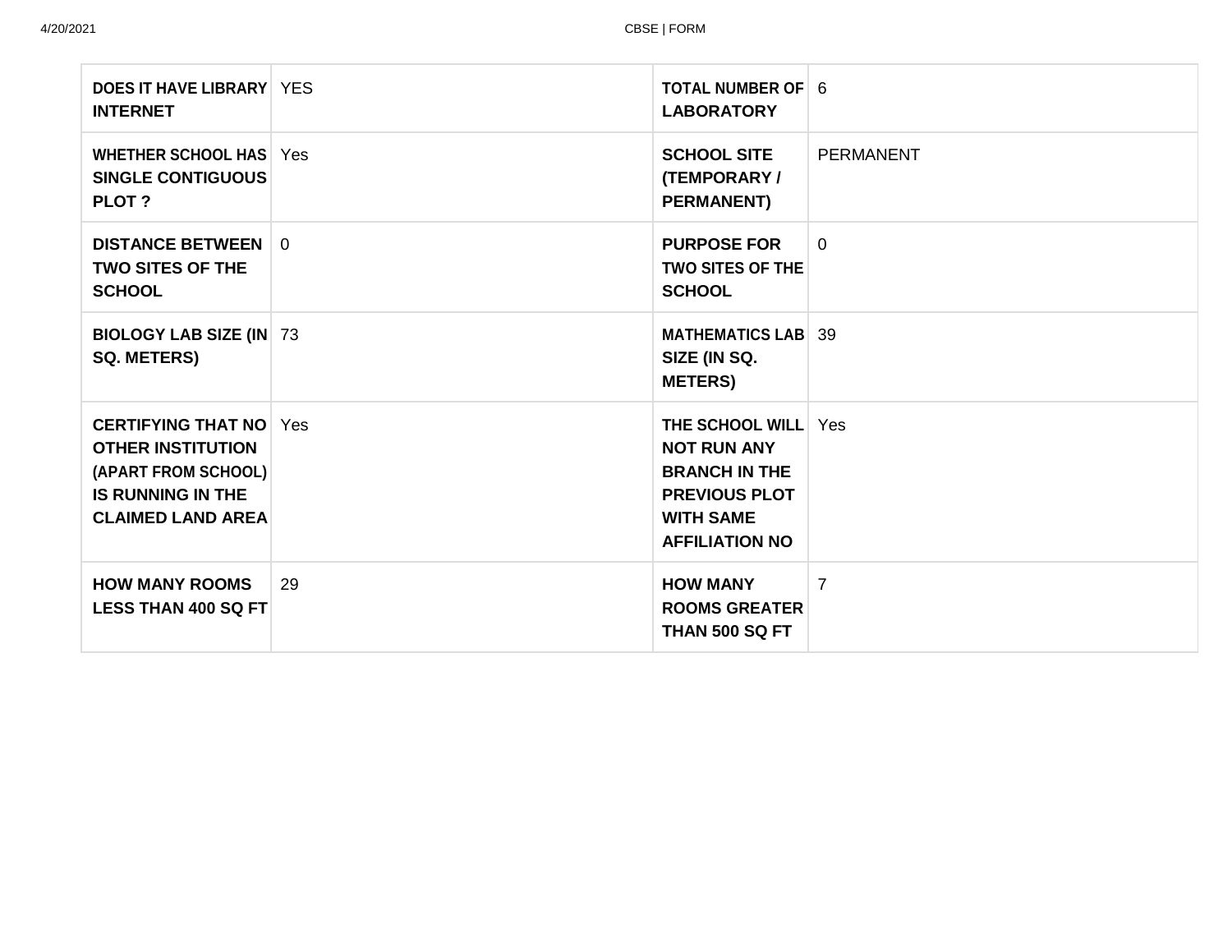| | | | |
|---|---|---|---|
| **DOES IT HAVE LIBRARY INTERNET** | YES | **TOTAL NUMBER OF LABORATORY** | 6 |
| **WHETHER SCHOOL HAS SINGLE CONTIGUOUS PLOT ?** | Yes | **SCHOOL SITE (TEMPORARY / PERMANENT)** | PERMANENT |
| **DISTANCE BETWEEN TWO SITES OF THE SCHOOL** | 0 | **PURPOSE FOR TWO SITES OF THE SCHOOL** | 0 |
| **BIOLOGY LAB SIZE (IN SQ. METERS)** | 73 | **MATHEMATICS LAB SIZE (IN SQ. METERS)** | 39 |
| **CERTIFYING THAT NO OTHER INSTITUTION (APART FROM SCHOOL) IS RUNNING IN THE CLAIMED LAND AREA** | Yes | **THE SCHOOL WILL NOT RUN ANY BRANCH IN THE PREVIOUS PLOT WITH SAME AFFILIATION NO** | Yes |
| **HOW MANY ROOMS LESS THAN 400 SQ FT** | 29 | **HOW MANY ROOMS GREATER THAN 500 SQ FT** | 7 |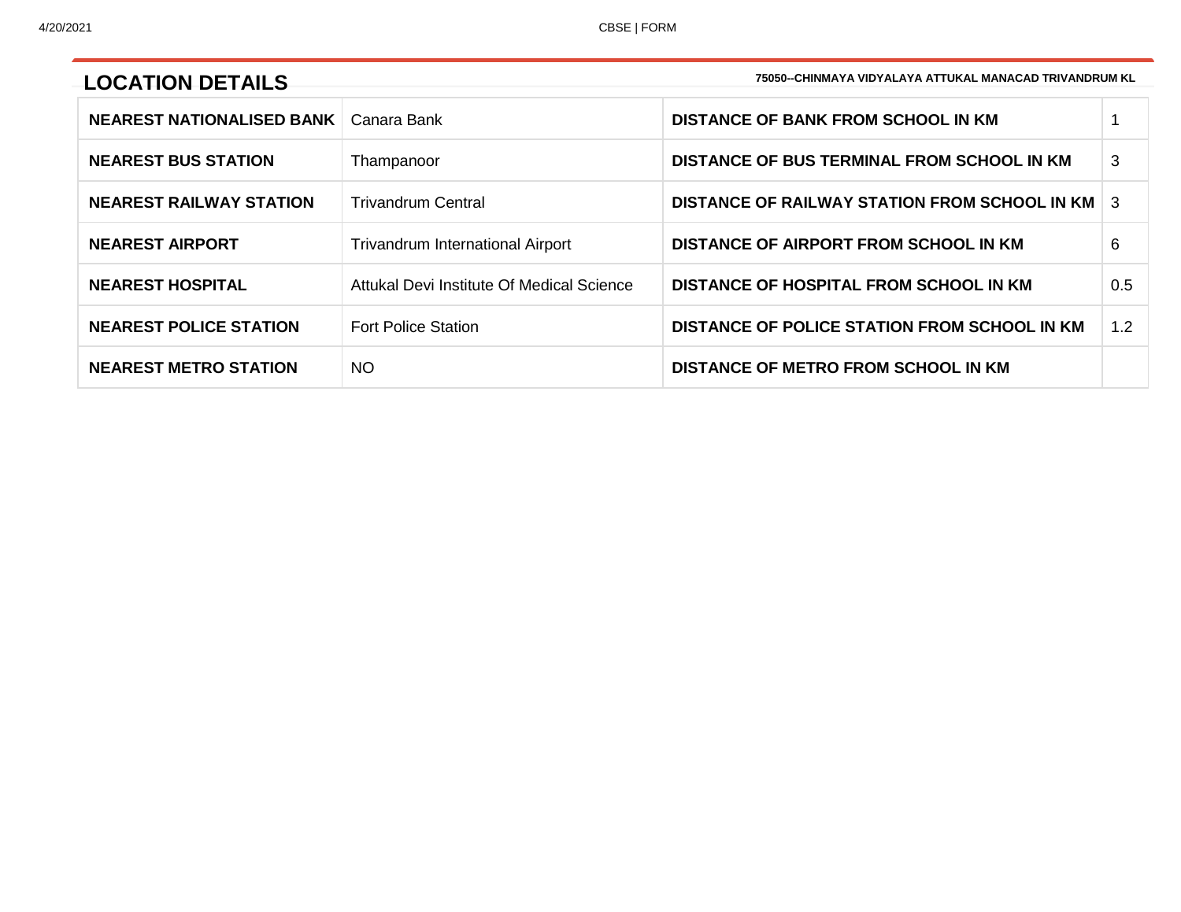## LOCATION DETAILS

**75050--CHINMAYA VIDYALAYA ATTUKAL MANACAD TRIVANDRUM KL**

| | | | |
|---|---|---|---|
| **NEAREST NATIONALISED BANK** | Canara Bank | **DISTANCE OF BANK FROM SCHOOL IN KM** | 1 |
| **NEAREST BUS STATION** | Thampanoor | **DISTANCE OF BUS TERMINAL FROM SCHOOL IN KM** | 3 |
| **NEAREST RAILWAY STATION** | Trivandrum Central | **DISTANCE OF RAILWAY STATION FROM SCHOOL IN KM** | 3 |
| **NEAREST AIRPORT** | Trivandrum International Airport | **DISTANCE OF AIRPORT FROM SCHOOL IN KM** | 6 |
| **NEAREST HOSPITAL** | Attukal Devi Institute Of Medical Science | **DISTANCE OF HOSPITAL FROM SCHOOL IN KM** | 0.5 |
| **NEAREST POLICE STATION** | Fort Police Station | **DISTANCE OF POLICE STATION FROM SCHOOL IN KM** | 1.2 |
| **NEAREST METRO STATION** | NO | **DISTANCE OF METRO FROM SCHOOL IN KM** | |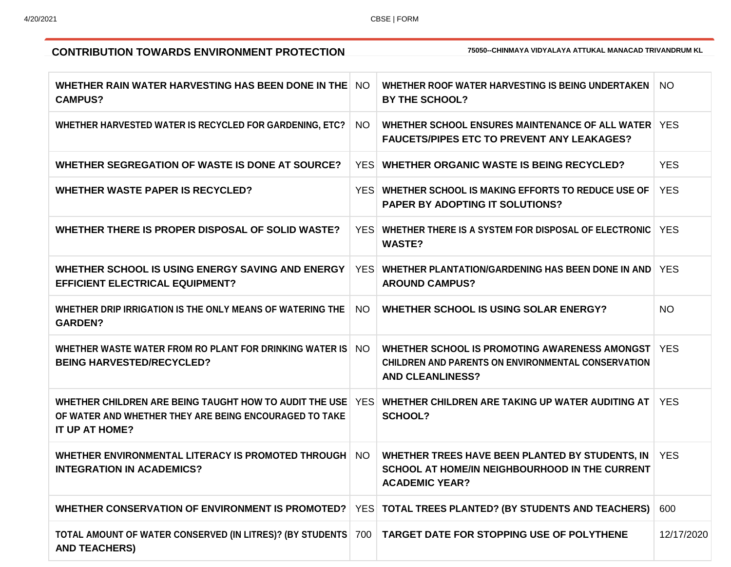## CONTRIBUTION TOWARDS ENVIRONMENT PROTECTION

75050--CHINMAYA VIDYALAYA ATTUKAL MANACAD TRIVANDRUM KL

| | | | |
|---|---|---|---|
| WHETHER RAIN WATER HARVESTING HAS BEEN DONE IN THE CAMPUS? | NO | WHETHER ROOF WATER HARVESTING IS BEING UNDERTAKEN BY THE SCHOOL? | NO |
| WHETHER HARVESTED WATER IS RECYCLED FOR GARDENING, ETC? | NO | WHETHER SCHOOL ENSURES MAINTENANCE OF ALL WATER FAUCETS/PIPES ETC TO PREVENT ANY LEAKAGES? | YES |
| WHETHER SEGREGATION OF WASTE IS DONE AT SOURCE? | YES | WHETHER ORGANIC WASTE IS BEING RECYCLED? | YES |
| WHETHER WASTE PAPER IS RECYCLED? | YES | WHETHER SCHOOL IS MAKING EFFORTS TO REDUCE USE OF PAPER BY ADOPTING IT SOLUTIONS? | YES |
| WHETHER THERE IS PROPER DISPOSAL OF SOLID WASTE? | YES | WHETHER THERE IS A SYSTEM FOR DISPOSAL OF ELECTRONIC WASTE? | YES |
| WHETHER SCHOOL IS USING ENERGY SAVING AND ENERGY EFFICIENT ELECTRICAL EQUIPMENT? | YES | WHETHER PLANTATION/GARDENING HAS BEEN DONE IN AND AROUND CAMPUS? | YES |
| WHETHER DRIP IRRIGATION IS THE ONLY MEANS OF WATERING THE GARDEN? | NO | WHETHER SCHOOL IS USING SOLAR ENERGY? | NO |
| WHETHER WASTE WATER FROM RO PLANT FOR DRINKING WATER IS BEING HARVESTED/RECYCLED? | NO | WHETHER SCHOOL IS PROMOTING AWARENESS AMONGST CHILDREN AND PARENTS ON ENVIRONMENTAL CONSERVATION AND CLEANLINESS? | YES |
| WHETHER CHILDREN ARE BEING TAUGHT HOW TO AUDIT THE USE OF WATER AND WHETHER THEY ARE BEING ENCOURAGED TO TAKE IT UP AT HOME? | YES | WHETHER CHILDREN ARE TAKING UP WATER AUDITING AT SCHOOL? | YES |
| WHETHER ENVIRONMENTAL LITERACY IS PROMOTED THROUGH INTEGRATION IN ACADEMICS? | NO | WHETHER TREES HAVE BEEN PLANTED BY STUDENTS, IN SCHOOL AT HOME/IN NEIGHBOURHOOD IN THE CURRENT ACADEMIC YEAR? | YES |
| WHETHER CONSERVATION OF ENVIRONMENT IS PROMOTED? | YES | TOTAL TREES PLANTED? (BY STUDENTS AND TEACHERS) | 600 |
| TOTAL AMOUNT OF WATER CONSERVED (IN LITRES)? (BY STUDENTS AND TEACHERS) | 700 | TARGET DATE FOR STOPPING USE OF POLYTHENE | 12/17/2020 |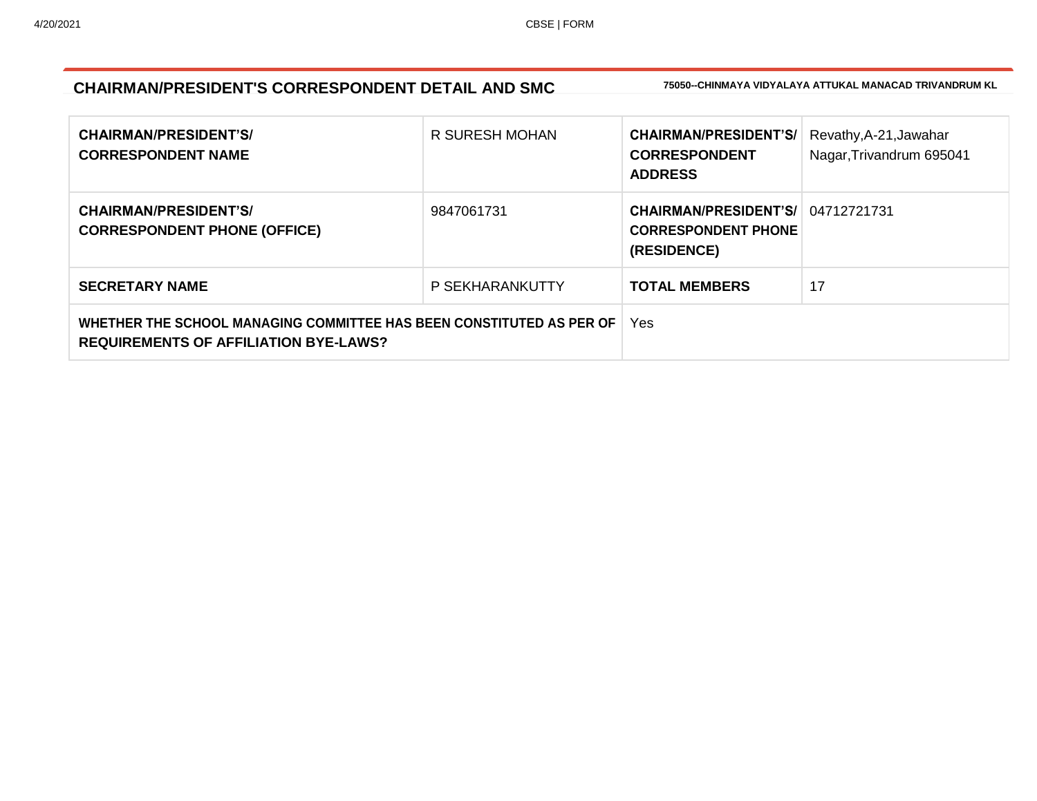## CHAIRMAN/PRESIDENT'S CORRESPONDENT DETAIL AND SMC

**75050--CHINMAYA VIDYALAYA ATTUKAL MANACAD TRIVANDRUM KL**

| | | | |
|---|---|---|---|
| **CHAIRMAN/PRESIDENT'S/ CORRESPONDENT NAME** | R SURESH MOHAN | **CHAIRMAN/PRESIDENT'S/ CORRESPONDENT ADDRESS** | Revathy,A-21,Jawahar Nagar,Trivandrum 695041 |
| **CHAIRMAN/PRESIDENT'S/ CORRESPONDENT PHONE (OFFICE)** | 9847061731 | **CHAIRMAN/PRESIDENT'S/ CORRESPONDENT PHONE (RESIDENCE)** | 04712721731 |
| **SECRETARY NAME** | P SEKHARANKUTTY | **TOTAL MEMBERS** | 17 |
| **WHETHER THE SCHOOL MANAGING COMMITTEE HAS BEEN CONSTITUTED AS PER OF REQUIREMENTS OF AFFILIATION BYE-LAWS?** | | Yes | |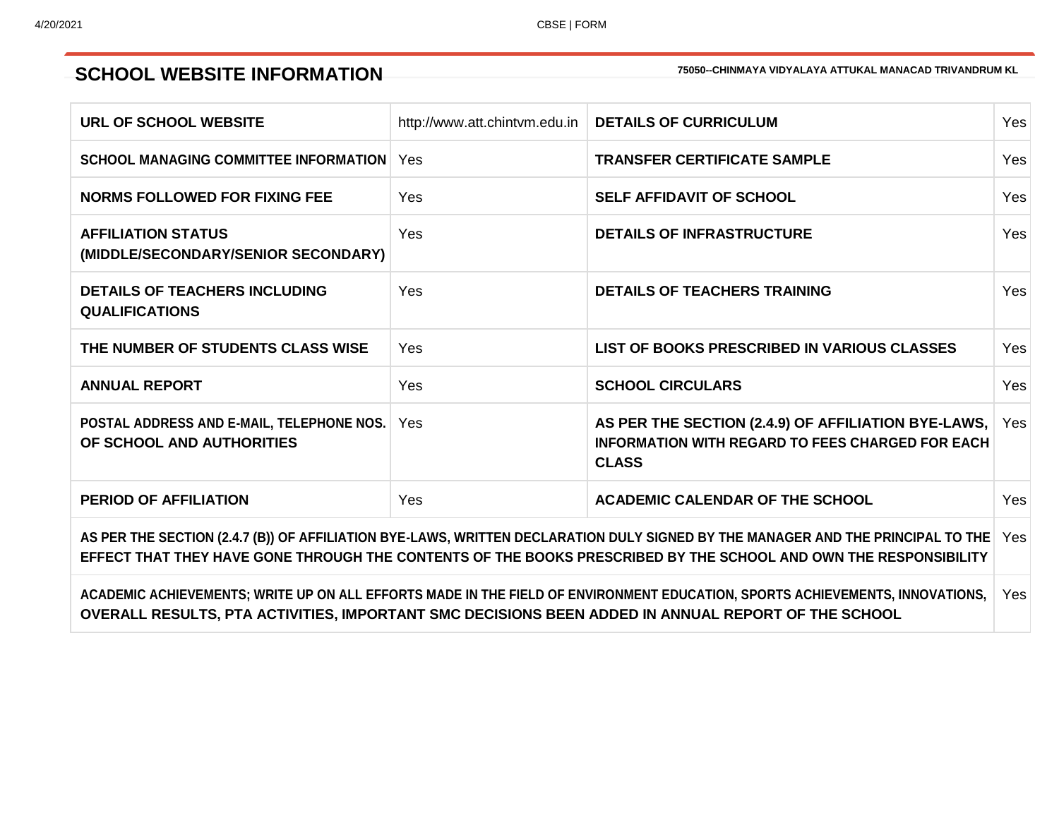## SCHOOL WEBSITE INFORMATION

75050--CHINMAYA VIDYALAYA ATTUKAL MANACAD TRIVANDRUM KL

| | | | |
|---|---|---|---|
| **URL OF SCHOOL WEBSITE** | http://www.att.chintvm.edu.in | **DETAILS OF CURRICULUM** | Yes |
| **SCHOOL MANAGING COMMITTEE INFORMATION** | Yes | **TRANSFER CERTIFICATE SAMPLE** | Yes |
| **NORMS FOLLOWED FOR FIXING FEE** | Yes | **SELF AFFIDAVIT OF SCHOOL** | Yes |
| **AFFILIATION STATUS (MIDDLE/SECONDARY/SENIOR SECONDARY)** | Yes | **DETAILS OF INFRASTRUCTURE** | Yes |
| **DETAILS OF TEACHERS INCLUDING QUALIFICATIONS** | Yes | **DETAILS OF TEACHERS TRAINING** | Yes |
| **THE NUMBER OF STUDENTS CLASS WISE** | Yes | **LIST OF BOOKS PRESCRIBED IN VARIOUS CLASSES** | Yes |
| **ANNUAL REPORT** | Yes | **SCHOOL CIRCULARS** | Yes |
| **POSTAL ADDRESS AND E-MAIL, TELEPHONE NOS. OF SCHOOL AND AUTHORITIES** | Yes | **AS PER THE SECTION (2.4.9) OF AFFILIATION BYE-LAWS, INFORMATION WITH REGARD TO FEES CHARGED FOR EACH CLASS** | Yes |
| **PERIOD OF AFFILIATION** | Yes | **ACADEMIC CALENDAR OF THE SCHOOL** | Yes |
| **AS PER THE SECTION (2.4.7 (B)) OF AFFILIATION BYE-LAWS, WRITTEN DECLARATION DULY SIGNED BY THE MANAGER AND THE PRINCIPAL TO THE EFFECT THAT THEY HAVE GONE THROUGH THE CONTENTS OF THE BOOKS PRESCRIBED BY THE SCHOOL AND OWN THE RESPONSIBILITY** | | | Yes |
| **ACADEMIC ACHIEVEMENTS; WRITE UP ON ALL EFFORTS MADE IN THE FIELD OF ENVIRONMENT EDUCATION, SPORTS ACHIEVEMENTS, INNOVATIONS, OVERALL RESULTS, PTA ACTIVITIES, IMPORTANT SMC DECISIONS BEEN ADDED IN ANNUAL REPORT OF THE SCHOOL** | | | Yes |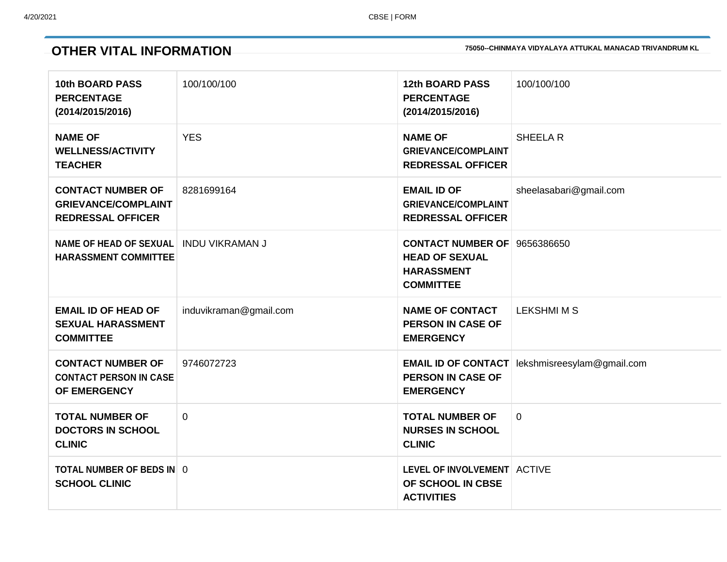## OTHER VITAL INFORMATION

75050--CHINMAYA VIDYALAYA ATTUKAL MANACAD TRIVANDRUM KL

| | | | |
|---|---|---|---|
| **10th BOARD PASS PERCENTAGE (2014/2015/2016)** | 100/100/100 | **12th BOARD PASS PERCENTAGE (2014/2015/2016)** | 100/100/100 |
| **NAME OF WELLNESS/ACTIVITY TEACHER** | YES | **NAME OF GRIEVANCE/COMPLAINT REDRESSAL OFFICER** | SHEELA R |
| **CONTACT NUMBER OF GRIEVANCE/COMPLAINT REDRESSAL OFFICER** | 8281699164 | **EMAIL ID OF GRIEVANCE/COMPLAINT REDRESSAL OFFICER** | sheelasabari@gmail.com |
| **NAME OF HEAD OF SEXUAL HARASSMENT COMMITTEE** | INDU VIKRAMAN J | **CONTACT NUMBER OF HEAD OF SEXUAL HARASSMENT COMMITTEE** | 9656386650 |
| **EMAIL ID OF HEAD OF SEXUAL HARASSMENT COMMITTEE** | induvikraman@gmail.com | **NAME OF CONTACT PERSON IN CASE OF EMERGENCY** | LEKSHMI M S |
| **CONTACT NUMBER OF CONTACT PERSON IN CASE OF EMERGENCY** | 9746072723 | **EMAIL ID OF CONTACT PERSON IN CASE OF EMERGENCY** | lekshmisreesylam@gmail.com |
| **TOTAL NUMBER OF DOCTORS IN SCHOOL CLINIC** | 0 | **TOTAL NUMBER OF NURSES IN SCHOOL CLINIC** | 0 |
| **TOTAL NUMBER OF BEDS IN SCHOOL CLINIC** | 0 | **LEVEL OF INVOLVEMENT OF SCHOOL IN CBSE ACTIVITIES** | ACTIVE |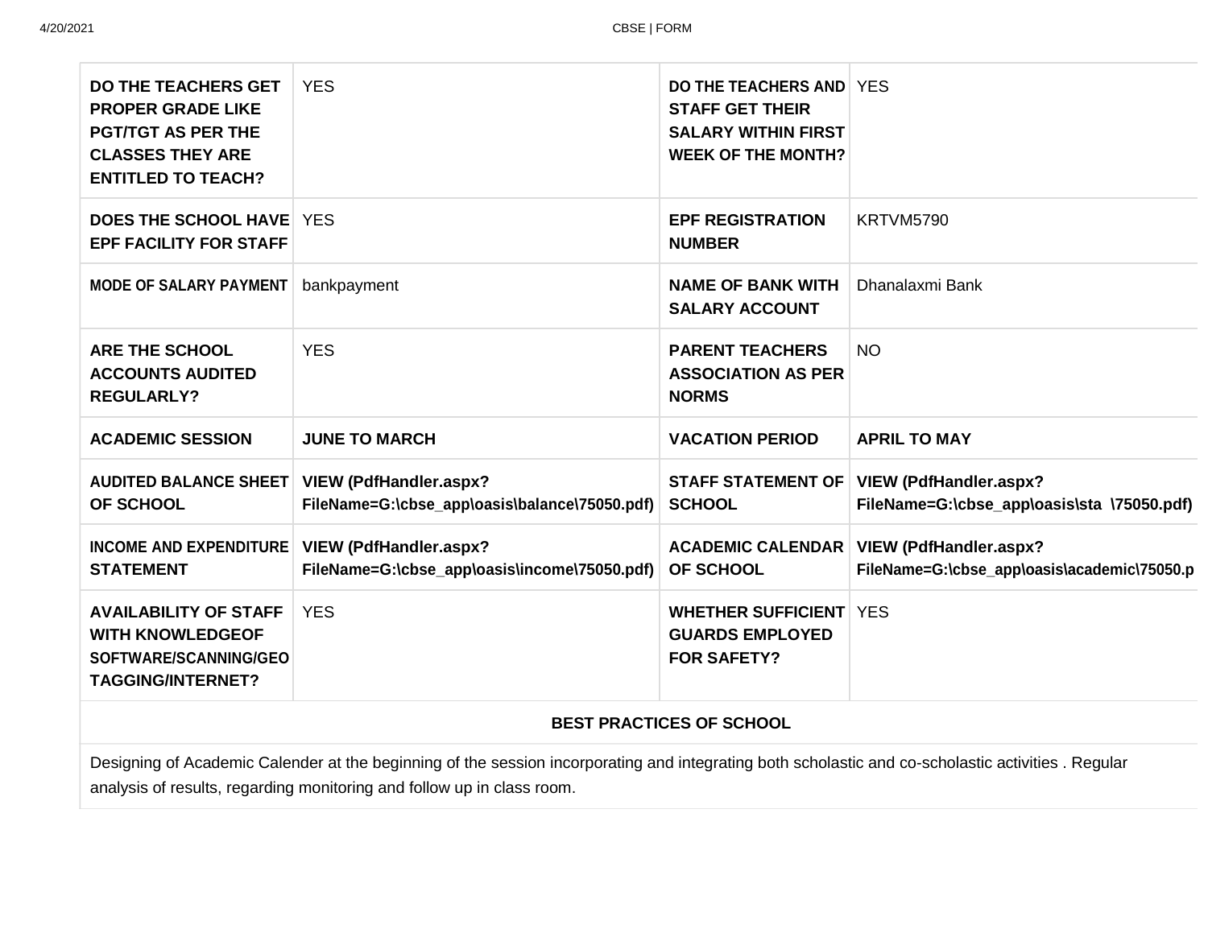| | | | |
|---|---|---|---|
| **DO THE TEACHERS GET PROPER GRADE LIKE PGT/TGT AS PER THE CLASSES THEY ARE ENTITLED TO TEACH?** | YES | **DO THE TEACHERS AND STAFF GET THEIR SALARY WITHIN FIRST WEEK OF THE MONTH?** | YES |
| **DOES THE SCHOOL HAVE EPF FACILITY FOR STAFF** | YES | **EPF REGISTRATION NUMBER** | KRTVM5790 |
| **MODE OF SALARY PAYMENT** | bankpayment | **NAME OF BANK WITH SALARY ACCOUNT** | Dhanalaxmi Bank |
| **ARE THE SCHOOL ACCOUNTS AUDITED REGULARLY?** | YES | **PARENT TEACHERS ASSOCIATION AS PER NORMS** | NO |
| **ACADEMIC SESSION** | **JUNE TO MARCH** | **VACATION PERIOD** | **APRIL TO MAY** |
| **AUDITED BALANCE SHEET OF SCHOOL** | **VIEW (PdfHandler.aspx?FileName=G:\cbse_app\oasis\balance\75050.pdf)** | **STAFF STATEMENT OF SCHOOL** | **VIEW (PdfHandler.aspx?FileName=G:\cbse_app\oasis\sta \75050.pdf)** |
| **INCOME AND EXPENDITURE STATEMENT** | **VIEW (PdfHandler.aspx?FileName=G:\cbse_app\oasis\income\75050.pdf)** | **ACADEMIC CALENDAR OF SCHOOL** | **VIEW (PdfHandler.aspx?FileName=G:\cbse_app\oasis\academic\75050.p** |
| **AVAILABILITY OF STAFF WITH KNOWLEDGEOF SOFTWARE/SCANNING/GEO TAGGING/INTERNET?** | YES | **WHETHER SUFFICIENT GUARDS EMPLOYED FOR SAFETY?** | YES |

**BEST PRACTICES OF SCHOOL**

Designing of Academic Calender at the beginning of the session incorporating and integrating both scholastic and co-scholastic activities . Regular analysis of results, regarding monitoring and follow up in class room.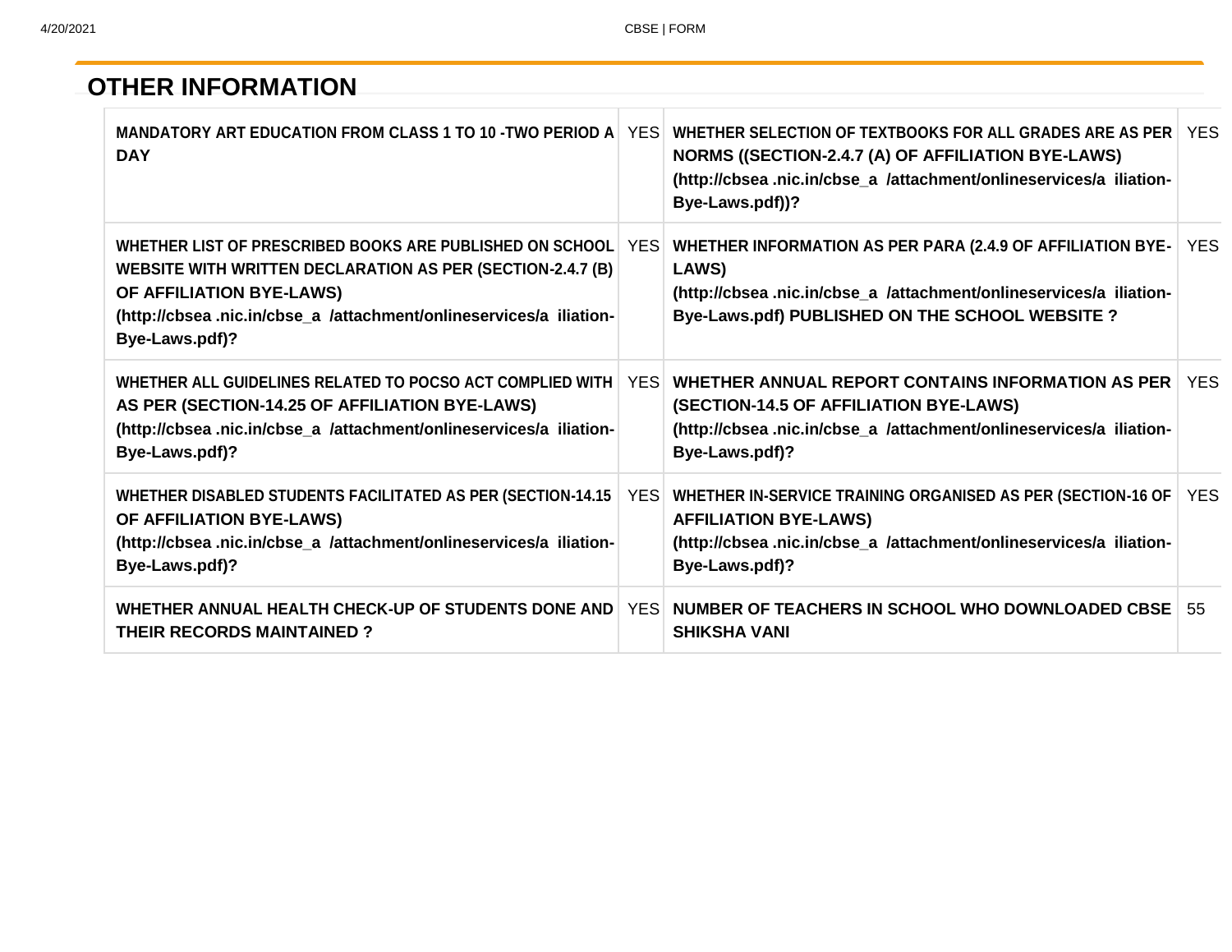## OTHER INFORMATION

| | | | |
|---|---|---|---|
| MANDATORY ART EDUCATION FROM CLASS 1 TO 10 -TWO PERIOD A DAY | YES | WHETHER SELECTION OF TEXTBOOKS FOR ALL GRADES ARE AS PER NORMS ((SECTION-2.4.7 (A) OF AFFILIATION BYE-LAWS) (http://cbsea .nic.in/cbse_a /attachment/onlineservices/a iliation-Bye-Laws.pdf))? | YES |
| WHETHER LIST OF PRESCRIBED BOOKS ARE PUBLISHED ON SCHOOL WEBSITE WITH WRITTEN DECLARATION AS PER (SECTION-2.4.7 (B) OF AFFILIATION BYE-LAWS) (http://cbsea .nic.in/cbse_a /attachment/onlineservices/a iliation-Bye-Laws.pdf)? | YES | WHETHER INFORMATION AS PER PARA (2.4.9 OF AFFILIATION BYE-LAWS) (http://cbsea .nic.in/cbse_a /attachment/onlineservices/a iliation-Bye-Laws.pdf) PUBLISHED ON THE SCHOOL WEBSITE ? | YES |
| WHETHER ALL GUIDELINES RELATED TO POCSO ACT COMPLIED WITH AS PER (SECTION-14.25 OF AFFILIATION BYE-LAWS) (http://cbsea .nic.in/cbse_a /attachment/onlineservices/a iliation-Bye-Laws.pdf)? | YES | WHETHER ANNUAL REPORT CONTAINS INFORMATION AS PER (SECTION-14.5 OF AFFILIATION BYE-LAWS) (http://cbsea .nic.in/cbse_a /attachment/onlineservices/a iliation-Bye-Laws.pdf)? | YES |
| WHETHER DISABLED STUDENTS FACILITATED AS PER (SECTION-14.15 OF AFFILIATION BYE-LAWS) (http://cbsea .nic.in/cbse_a /attachment/onlineservices/a iliation-Bye-Laws.pdf)? | YES | WHETHER IN-SERVICE TRAINING ORGANISED AS PER (SECTION-16 OF AFFILIATION BYE-LAWS) (http://cbsea .nic.in/cbse_a /attachment/onlineservices/a iliation-Bye-Laws.pdf)? | YES |
| WHETHER ANNUAL HEALTH CHECK-UP OF STUDENTS DONE AND THEIR RECORDS MAINTAINED ? | YES | NUMBER OF TEACHERS IN SCHOOL WHO DOWNLOADED CBSE SHIKSHA VANI | 55 |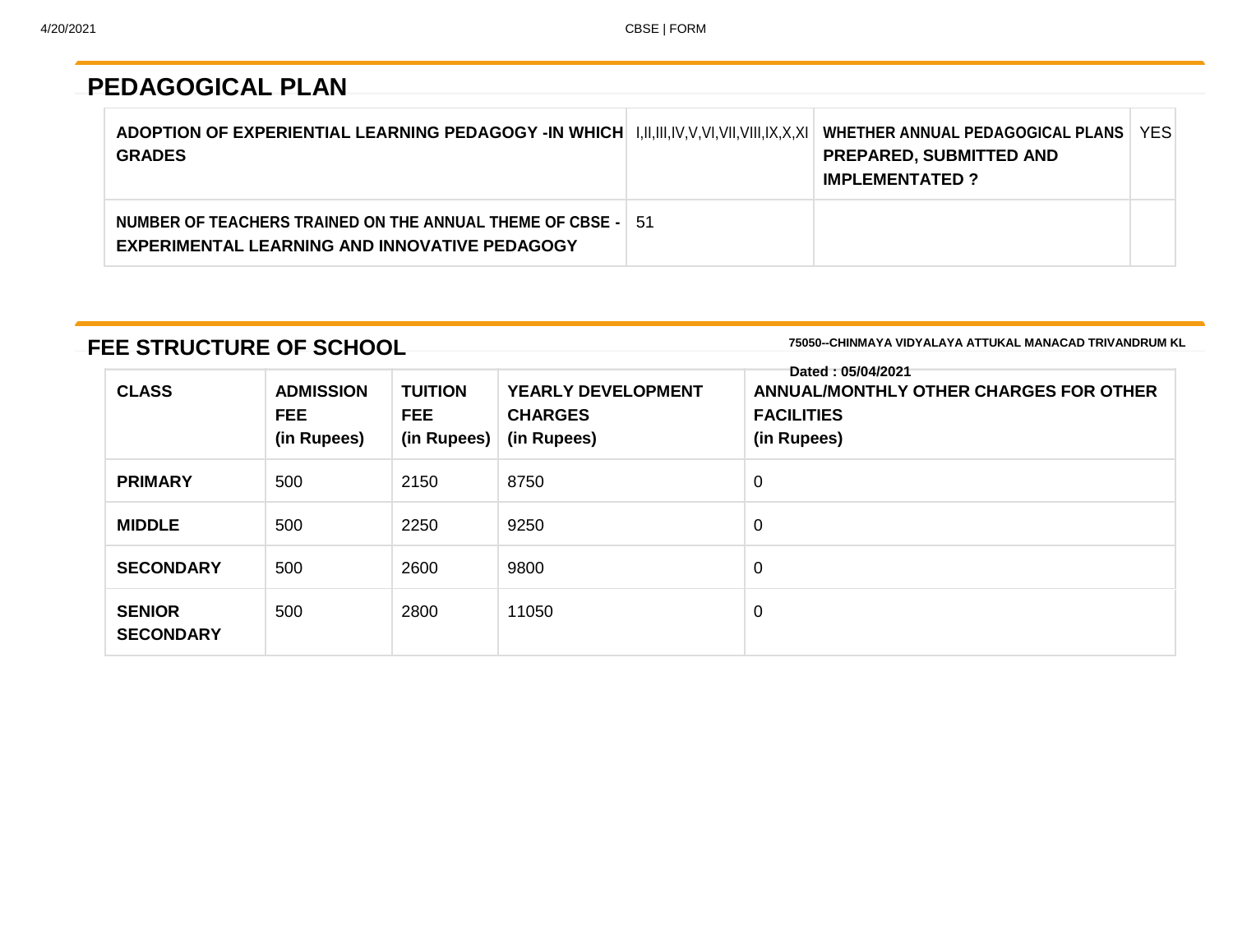## PEDAGOGICAL PLAN

| | | | |
|---|---|---|---|
| **ADOPTION OF EXPERIENTIAL LEARNING PEDAGOGY -IN WHICH GRADES** | I,II,III,IV,V,VI,VII,VIII,IX,X,XI | **WHETHER ANNUAL PEDAGOGICAL PLANS PREPARED, SUBMITTED AND IMPLEMENTATED ?** | YES |
| **NUMBER OF TEACHERS TRAINED ON THE ANNUAL THEME OF CBSE - EXPERIMENTAL LEARNING AND INNOVATIVE PEDAGOGY** | 51 | | |

## FEE STRUCTURE OF SCHOOL

**75050--CHINMAYA VIDYALAYA ATTUKAL MANACAD TRIVANDRUM KL**

**Dated : 05/04/2021**

| CLASS | ADMISSION FEE (in Rupees) | TUITION FEE (in Rupees) | YEARLY DEVELOPMENT CHARGES (in Rupees) | ANNUAL/MONTHLY OTHER CHARGES FOR OTHER FACILITIES (in Rupees) |
|---|---|---|---|---|
| **PRIMARY** | 500 | 2150 | 8750 | 0 |
| **MIDDLE** | 500 | 2250 | 9250 | 0 |
| **SECONDARY** | 500 | 2600 | 9800 | 0 |
| **SENIOR SECONDARY** | 500 | 2800 | 11050 | 0 |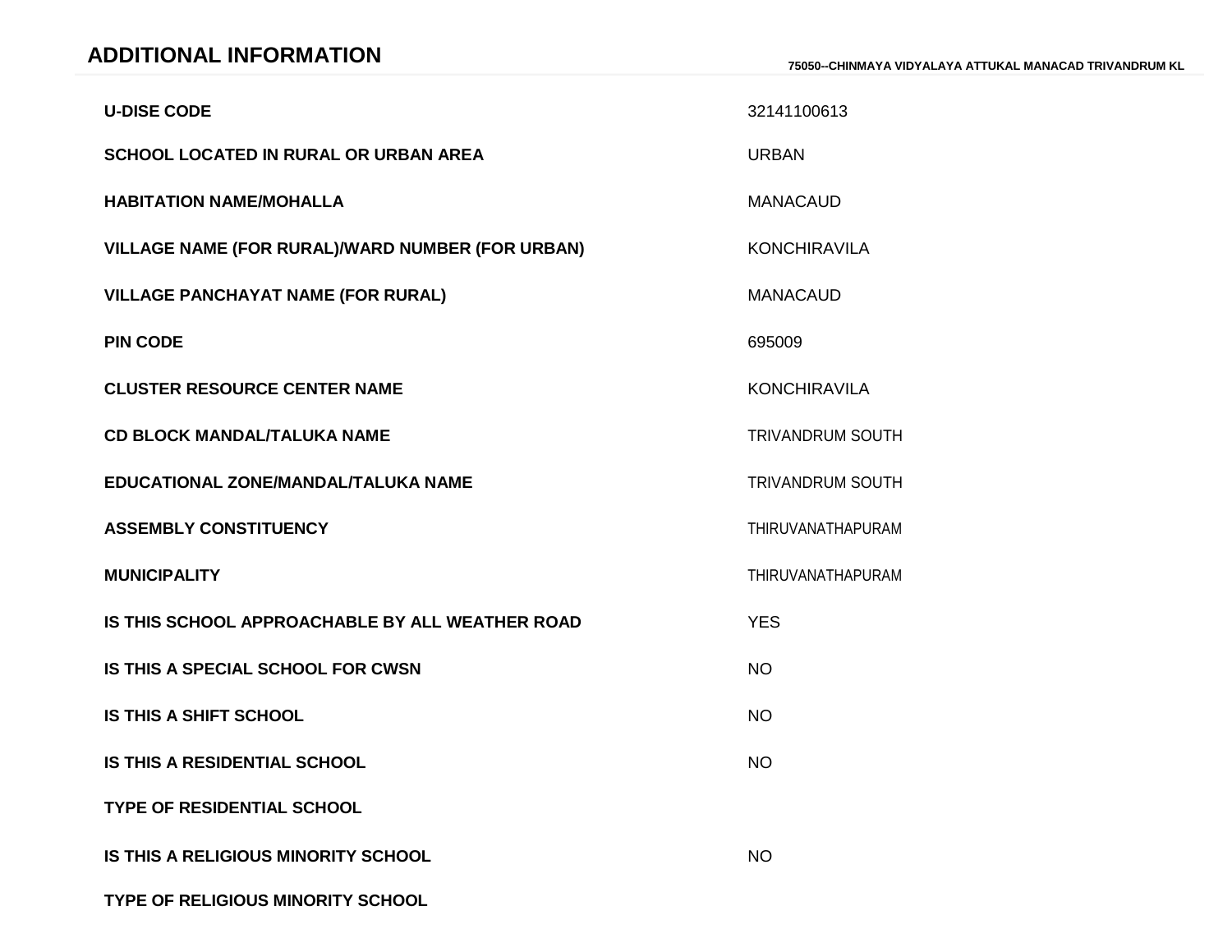## ADDITIONAL INFORMATION

**75050--CHINMAYA VIDYALAYA ATTUKAL MANACAD TRIVANDRUM KL**

| | |
|---|---|
| **U-DISE CODE** | 32141100613 |
| **SCHOOL LOCATED IN RURAL OR URBAN AREA** | URBAN |
| **HABITATION NAME/MOHALLA** | MANACAUD |
| **VILLAGE NAME (FOR RURAL)/WARD NUMBER (FOR URBAN)** | KONCHIRAVILA |
| **VILLAGE PANCHAYAT NAME (FOR RURAL)** | MANACAUD |
| **PIN CODE** | 695009 |
| **CLUSTER RESOURCE CENTER NAME** | KONCHIRAVILA |
| **CD BLOCK MANDAL/TALUKA NAME** | TRIVANDRUM SOUTH |
| **EDUCATIONAL ZONE/MANDAL/TALUKA NAME** | TRIVANDRUM SOUTH |
| **ASSEMBLY CONSTITUENCY** | THIRUVANATHAPURAM |
| **MUNICIPALITY** | THIRUVANATHAPURAM |
| **IS THIS SCHOOL APPROACHABLE BY ALL WEATHER ROAD** | YES |
| **IS THIS A SPECIAL SCHOOL FOR CWSN** | NO |
| **IS THIS A SHIFT SCHOOL** | NO |
| **IS THIS A RESIDENTIAL SCHOOL** | NO |
| **TYPE OF RESIDENTIAL SCHOOL** | |
| **IS THIS A RELIGIOUS MINORITY SCHOOL** | NO |
| **TYPE OF RELIGIOUS MINORITY SCHOOL** | |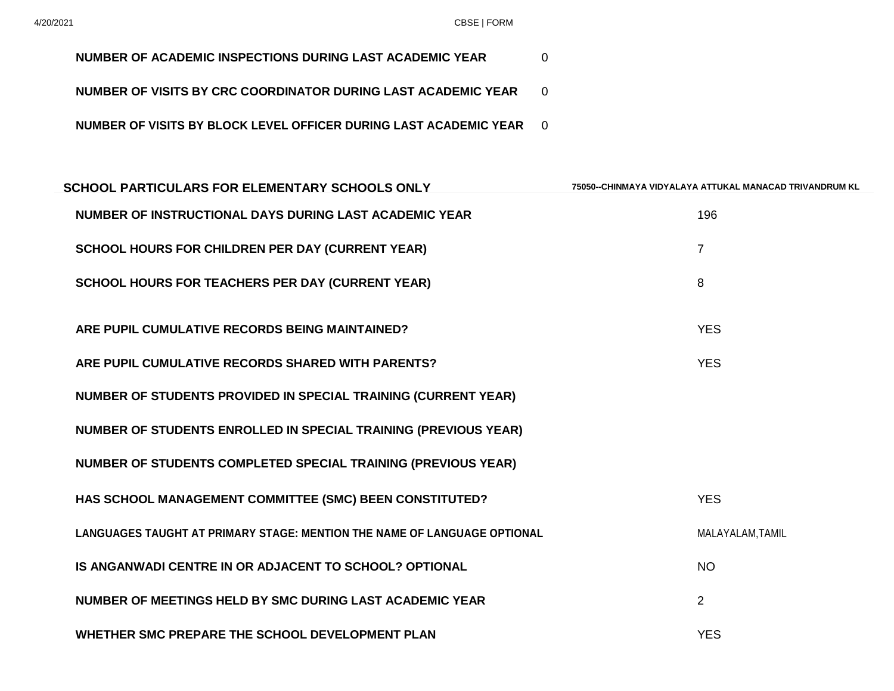| | |
|---|---|
| **NUMBER OF ACADEMIC INSPECTIONS DURING LAST ACADEMIC YEAR** | 0 |
| **NUMBER OF VISITS BY CRC COORDINATOR DURING LAST ACADEMIC YEAR** | 0 |
| **NUMBER OF VISITS BY BLOCK LEVEL OFFICER DURING LAST ACADEMIC YEAR** | 0 |

## SCHOOL PARTICULARS FOR ELEMENTARY SCHOOLS ONLY

**75050--CHINMAYA VIDYALAYA ATTUKAL MANACAD TRIVANDRUM KL**

| | |
|---|---|
| **NUMBER OF INSTRUCTIONAL DAYS DURING LAST ACADEMIC YEAR** | 196 |
| **SCHOOL HOURS FOR CHILDREN PER DAY (CURRENT YEAR)** | 7 |
| **SCHOOL HOURS FOR TEACHERS PER DAY (CURRENT YEAR)** | 8 |
| **ARE PUPIL CUMULATIVE RECORDS BEING MAINTAINED?** | YES |
| **ARE PUPIL CUMULATIVE RECORDS SHARED WITH PARENTS?** | YES |
| **NUMBER OF STUDENTS PROVIDED IN SPECIAL TRAINING (CURRENT YEAR)** | |
| **NUMBER OF STUDENTS ENROLLED IN SPECIAL TRAINING (PREVIOUS YEAR)** | |
| **NUMBER OF STUDENTS COMPLETED SPECIAL TRAINING (PREVIOUS YEAR)** | |
| **HAS SCHOOL MANAGEMENT COMMITTEE (SMC) BEEN CONSTITUTED?** | YES |
| **LANGUAGES TAUGHT AT PRIMARY STAGE: MENTION THE NAME OF LANGUAGE OPTIONAL** | MALAYALAM,TAMIL |
| **IS ANGANWADI CENTRE IN OR ADJACENT TO SCHOOL? OPTIONAL** | NO |
| **NUMBER OF MEETINGS HELD BY SMC DURING LAST ACADEMIC YEAR** | 2 |
| **WHETHER SMC PREPARE THE SCHOOL DEVELOPMENT PLAN** | YES |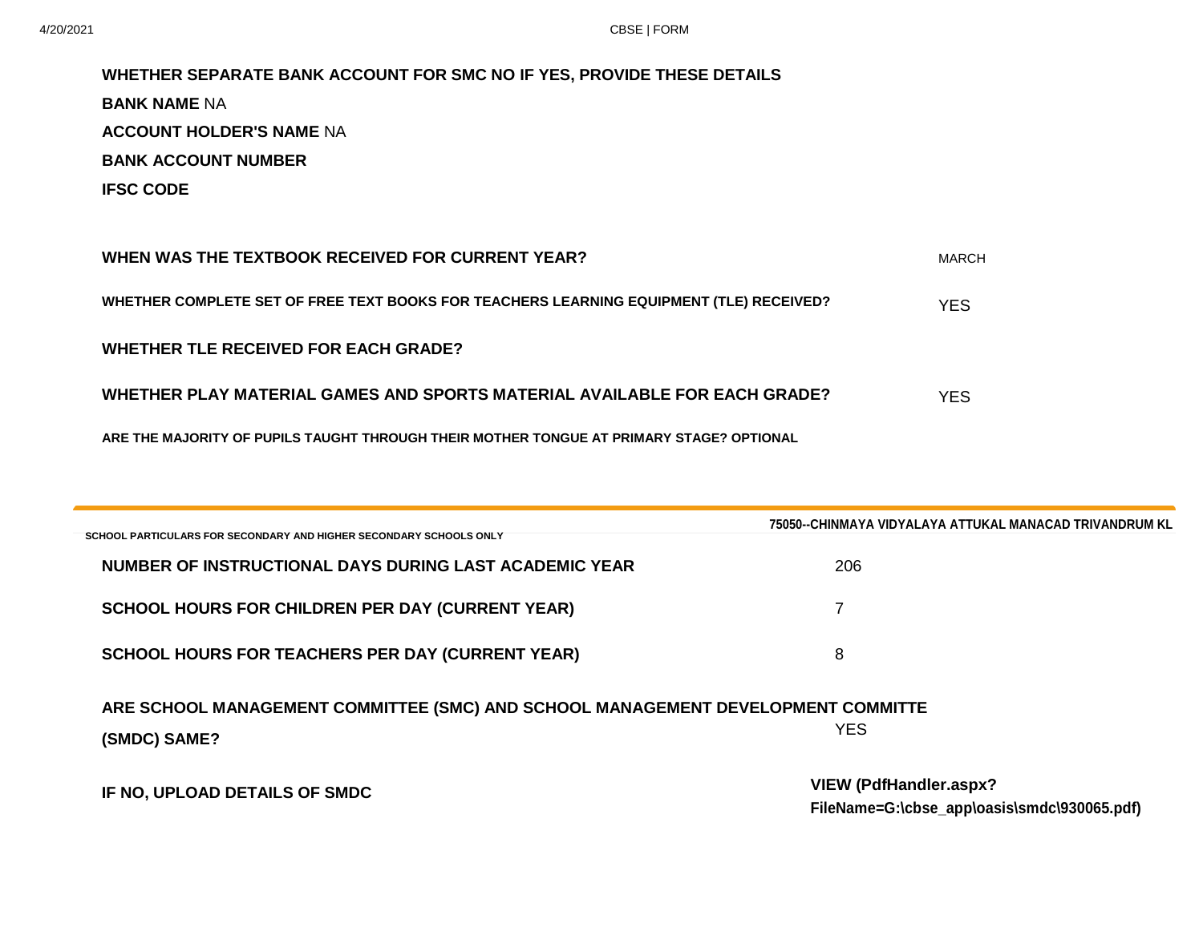**WHETHER SEPARATE BANK ACCOUNT FOR SMC** NO **IF YES, PROVIDE THESE DETAILS**

**BANK NAME** NA

**ACCOUNT HOLDER'S NAME** NA

**BANK ACCOUNT NUMBER**

**IFSC CODE**

| | |
|---|---|
| **WHEN WAS THE TEXTBOOK RECEIVED FOR CURRENT YEAR?** | MARCH |
| **WHETHER COMPLETE SET OF FREE TEXT BOOKS FOR TEACHERS LEARNING EQUIPMENT (TLE) RECEIVED?** | YES |
| **WHETHER TLE RECEIVED FOR EACH GRADE?** | |
| **WHETHER PLAY MATERIAL GAMES AND SPORTS MATERIAL AVAILABLE FOR EACH GRADE?** | YES |
| **ARE THE MAJORITY OF PUPILS TAUGHT THROUGH THEIR MOTHER TONGUE AT PRIMARY STAGE? OPTIONAL** | |

**SCHOOL PARTICULARS FOR SECONDARY AND HIGHER SECONDARY SCHOOLS ONLY**

**75050--CHINMAYA VIDYALAYA ATTUKAL MANACAD TRIVANDRUM KL**

| | |
|---|---|
| **NUMBER OF INSTRUCTIONAL DAYS DURING LAST ACADEMIC YEAR** | 206 |
| **SCHOOL HOURS FOR CHILDREN PER DAY (CURRENT YEAR)** | 7 |
| **SCHOOL HOURS FOR TEACHERS PER DAY (CURRENT YEAR)** | 8 |
| **ARE SCHOOL MANAGEMENT COMMITTEE (SMC) AND SCHOOL MANAGEMENT DEVELOPMENT COMMITTE (SMDC) SAME?** | YES |
| **IF NO, UPLOAD DETAILS OF SMDC** | **VIEW (PdfHandler.aspx?FileName=G:\cbse_app\oasis\smdc\930065.pdf)** |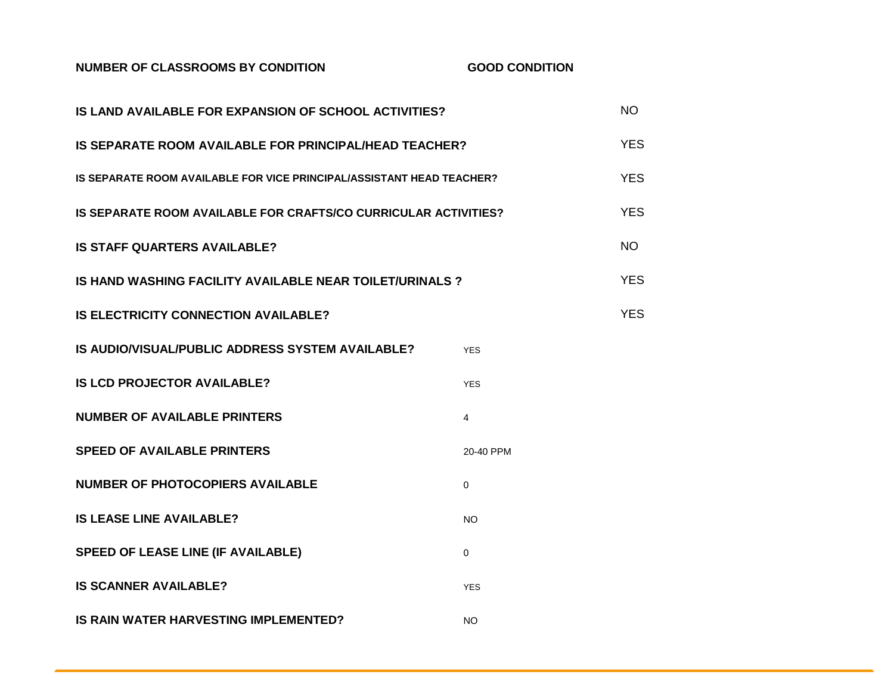| | |
|---|---|
| **NUMBER OF CLASSROOMS BY CONDITION** | **GOOD CONDITION** |
| **IS LAND AVAILABLE FOR EXPANSION OF SCHOOL ACTIVITIES?** | NO |
| **IS SEPARATE ROOM AVAILABLE FOR PRINCIPAL/HEAD TEACHER?** | YES |
| **IS SEPARATE ROOM AVAILABLE FOR VICE PRINCIPAL/ASSISTANT HEAD TEACHER?** | YES |
| **IS SEPARATE ROOM AVAILABLE FOR CRAFTS/CO CURRICULAR ACTIVITIES?** | YES |
| **IS STAFF QUARTERS AVAILABLE?** | NO |
| **IS HAND WASHING FACILITY AVAILABLE NEAR TOILET/URINALS ?** | YES |
| **IS ELECTRICITY CONNECTION AVAILABLE?** | YES |
| **IS AUDIO/VISUAL/PUBLIC ADDRESS SYSTEM AVAILABLE?** | YES |
| **IS LCD PROJECTOR AVAILABLE?** | YES |
| **NUMBER OF AVAILABLE PRINTERS** | 4 |
| **SPEED OF AVAILABLE PRINTERS** | 20-40 PPM |
| **NUMBER OF PHOTOCOPIERS AVAILABLE** | 0 |
| **IS LEASE LINE AVAILABLE?** | NO |
| **SPEED OF LEASE LINE (IF AVAILABLE)** | 0 |
| **IS SCANNER AVAILABLE?** | YES |
| **IS RAIN WATER HARVESTING IMPLEMENTED?** | NO |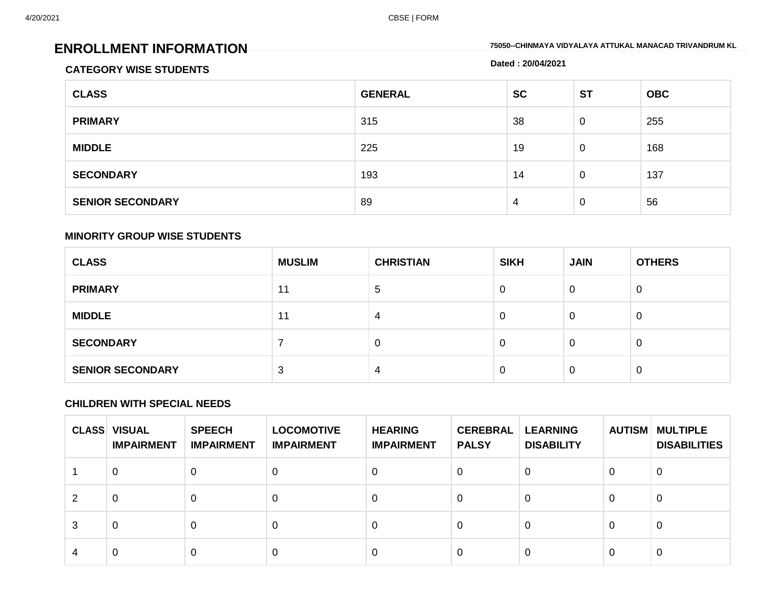# ENROLLMENT INFORMATION

**75050--CHINMAYA VIDYALAYA ATTUKAL MANACAD TRIVANDRUM KL**

**Dated : 20/04/2021**

### CATEGORY WISE STUDENTS

| CLASS | GENERAL | SC | ST | OBC |
|---|---|---|---|---|
| **PRIMARY** | 315 | 38 | 0 | 255 |
| **MIDDLE** | 225 | 19 | 0 | 168 |
| **SECONDARY** | 193 | 14 | 0 | 137 |
| **SENIOR SECONDARY** | 89 | 4 | 0 | 56 |

### MINORITY GROUP WISE STUDENTS

| CLASS | MUSLIM | CHRISTIAN | SIKH | JAIN | OTHERS |
|---|---|---|---|---|---|
| **PRIMARY** | 11 | 5 | 0 | 0 | 0 |
| **MIDDLE** | 11 | 4 | 0 | 0 | 0 |
| **SECONDARY** | 7 | 0 | 0 | 0 | 0 |
| **SENIOR SECONDARY** | 3 | 4 | 0 | 0 | 0 |

### CHILDREN WITH SPECIAL NEEDS

| CLASS | VISUAL IMPAIRMENT | SPEECH IMPAIRMENT | LOCOMOTIVE IMPAIRMENT | HEARING IMPAIRMENT | CEREBRAL PALSY | LEARNING DISABILITY | AUTISM | MULTIPLE DISABILITIES |
|---|---|---|---|---|---|---|---|---|
| 1 | 0 | 0 | 0 | 0 | 0 | 0 | 0 | 0 |
| 2 | 0 | 0 | 0 | 0 | 0 | 0 | 0 | 0 |
| 3 | 0 | 0 | 0 | 0 | 0 | 0 | 0 | 0 |
| 4 | 0 | 0 | 0 | 0 | 0 | 0 | 0 | 0 |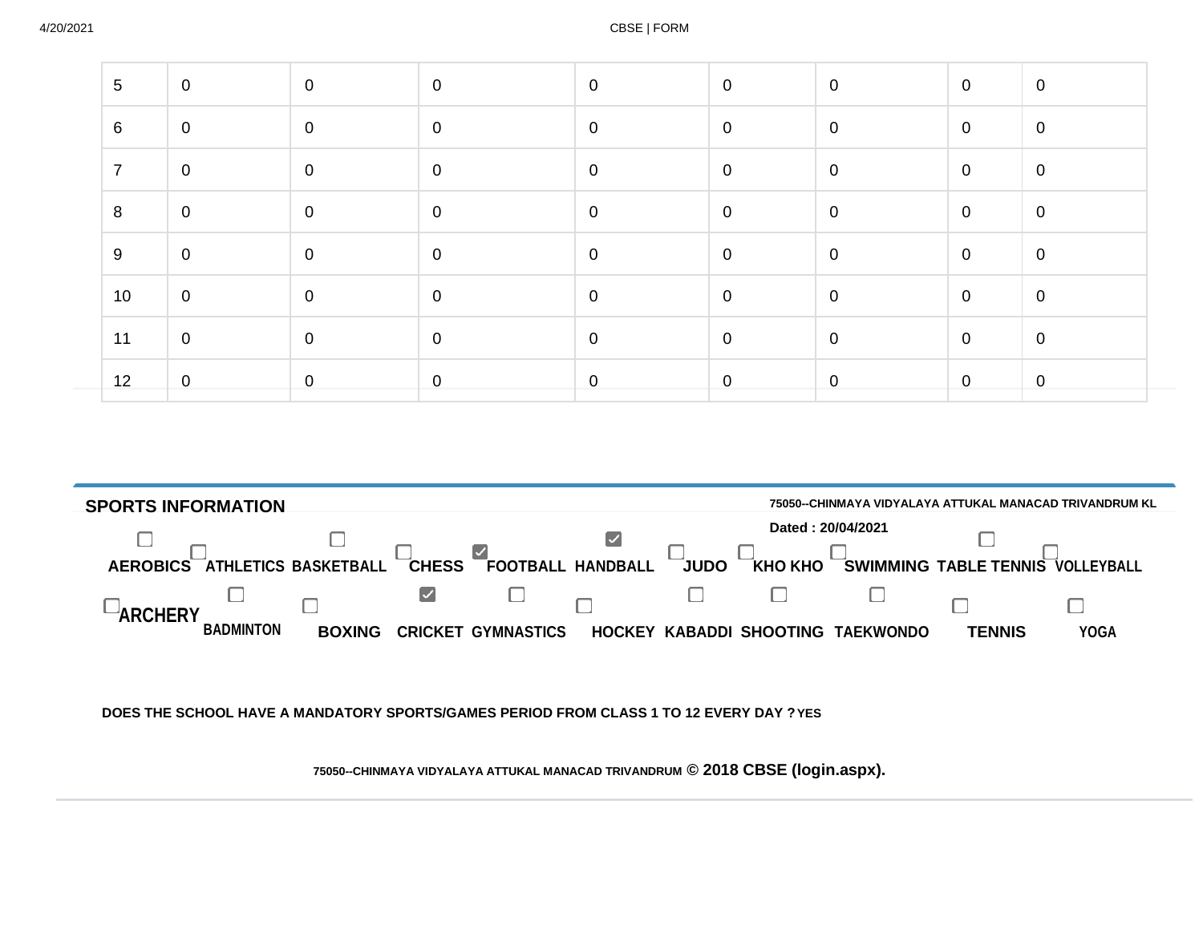| | | | | | | | | |
|---|---|---|---|---|---|---|---|---|
| 5 | 0 | 0 | 0 | 0 | 0 | 0 | 0 | 0 |
| 6 | 0 | 0 | 0 | 0 | 0 | 0 | 0 | 0 |
| 7 | 0 | 0 | 0 | 0 | 0 | 0 | 0 | 0 |
| 8 | 0 | 0 | 0 | 0 | 0 | 0 | 0 | 0 |
| 9 | 0 | 0 | 0 | 0 | 0 | 0 | 0 | 0 |
| 10 | 0 | 0 | 0 | 0 | 0 | 0 | 0 | 0 |
| 11 | 0 | 0 | 0 | 0 | 0 | 0 | 0 | 0 |
| 12 | 0 | 0 | 0 | 0 | 0 | 0 | 0 | 0 |

## SPORTS INFORMATION

**75050--CHINMAYA VIDYALAYA ATTUKAL MANACAD TRIVANDRUM KL**

**Dated : 20/04/2021**

- ☐ AEROBICS
- ☐ ATHLETICS
- ☐ BASKETBALL
- ☐ CHESS
- ☑ FOOTBALL
- ☑ HANDBALL
- ☐ JUDO
- ☐ KHO KHO
- ☐ SWIMMING
- ☐ TABLE TENNIS
- ☐ VOLLEYBALL
- ☐ ARCHERY
- ☐ BADMINTON
- ☐ BOXING
- ☑ CRICKET
- ☐ GYMNASTICS
- ☐ HOCKEY
- ☐ KABADDI
- ☐ SHOOTING
- ☐ TAEKWONDO
- ☐ TENNIS
- ☐ YOGA

**DOES THE SCHOOL HAVE A MANDATORY SPORTS/GAMES PERIOD FROM CLASS 1 TO 12 EVERY DAY ?** YES

**75050--CHINMAYA VIDYALAYA ATTUKAL MANACAD TRIVANDRUM © 2018 CBSE (login.aspx).**